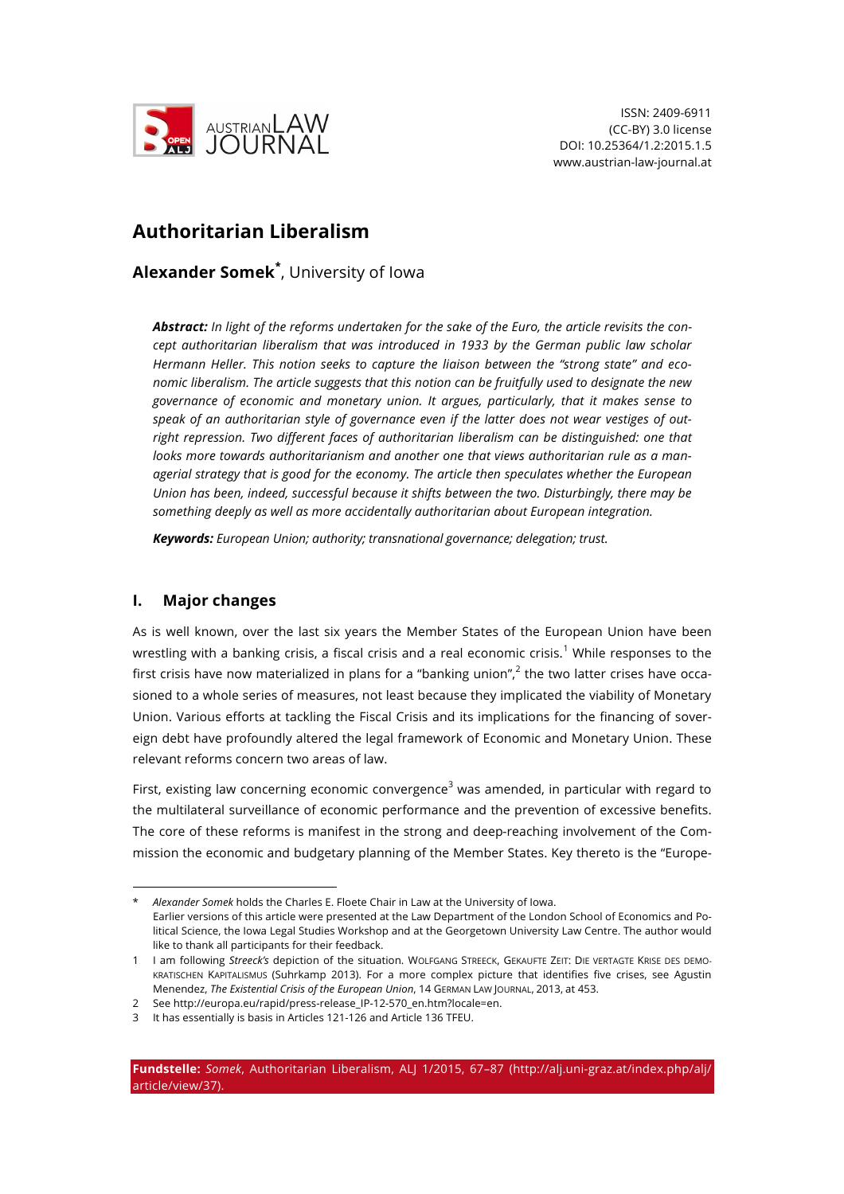ISSN: 2409-6911
(CC-BY) 3.0 license
DOI: 10.25364/1.2:2015.1.5
www.austrian-law-journal.at

# Authoritarian Liberalism

**Alexander Somek**[*], University of Iowa

***Abstract:*** *In light of the reforms undertaken for the sake of the Euro, the article revisits the concept authoritarian liberalism that was introduced in 1933 by the German public law scholar Hermann Heller. This notion seeks to capture the liaison between the "strong state" and economic liberalism. The article suggests that this notion can be fruitfully used to designate the new governance of economic and monetary union. It argues, particularly, that it makes sense to speak of an authoritarian style of governance even if the latter does not wear vestiges of outright repression. Two different faces of authoritarian liberalism can be distinguished: one that looks more towards authoritarianism and another one that views authoritarian rule as a managerial strategy that is good for the economy. The article then speculates whether the European Union has been, indeed, successful because it shifts between the two. Disturbingly, there may be something deeply as well as more accidentally authoritarian about European integration.*

***Keywords:*** *European Union; authority; transnational governance; delegation; trust.*

## I. Major changes

As is well known, over the last six years the Member States of the European Union have been wrestling with a banking crisis, a fiscal crisis and a real economic crisis.[1] While responses to the first crisis have now materialized in plans for a "banking union",[2] the two latter crises have occasioned to a whole series of measures, not least because they implicated the viability of Monetary Union. Various efforts at tackling the Fiscal Crisis and its implications for the financing of sovereign debt have profoundly altered the legal framework of Economic and Monetary Union. These relevant reforms concern two areas of law.

First, existing law concerning economic convergence[3] was amended, in particular with regard to the multilateral surveillance of economic performance and the prevention of excessive benefits. The core of these reforms is manifest in the strong and deep-reaching involvement of the Commission the economic and budgetary planning of the Member States. Key thereto is the "Europe-

---

\* *Alexander Somek* holds the Charles E. Floete Chair in Law at the University of Iowa.
Earlier versions of this article were presented at the Law Department of the London School of Economics and Political Science, the Iowa Legal Studies Workshop and at the Georgetown University Law Centre. The author would like to thank all participants for their feedback.

1 I am following *Streeck's* depiction of the situation. WOLFGANG STREECK, GEKAUFTE ZEIT: DIE VERTAGTE KRISE DES DEMOKRATISCHEN KAPITALISMUS (Suhrkamp 2013). For a more complex picture that identifies five crises, see Agustin Menendez, *The Existential Crisis of the European Union*, 14 GERMAN LAW JOURNAL, 2013, at 453.

2 See http://europa.eu/rapid/press-release_IP-12-570_en.htm?locale=en.

3 It has essentially is basis in Articles 121-126 and Article 136 TFEU.

**Fundstelle:** *Somek*, Authoritarian Liberalism, ALJ 1/2015, 67–87 (http://alj.uni-graz.at/index.php/alj/article/view/37).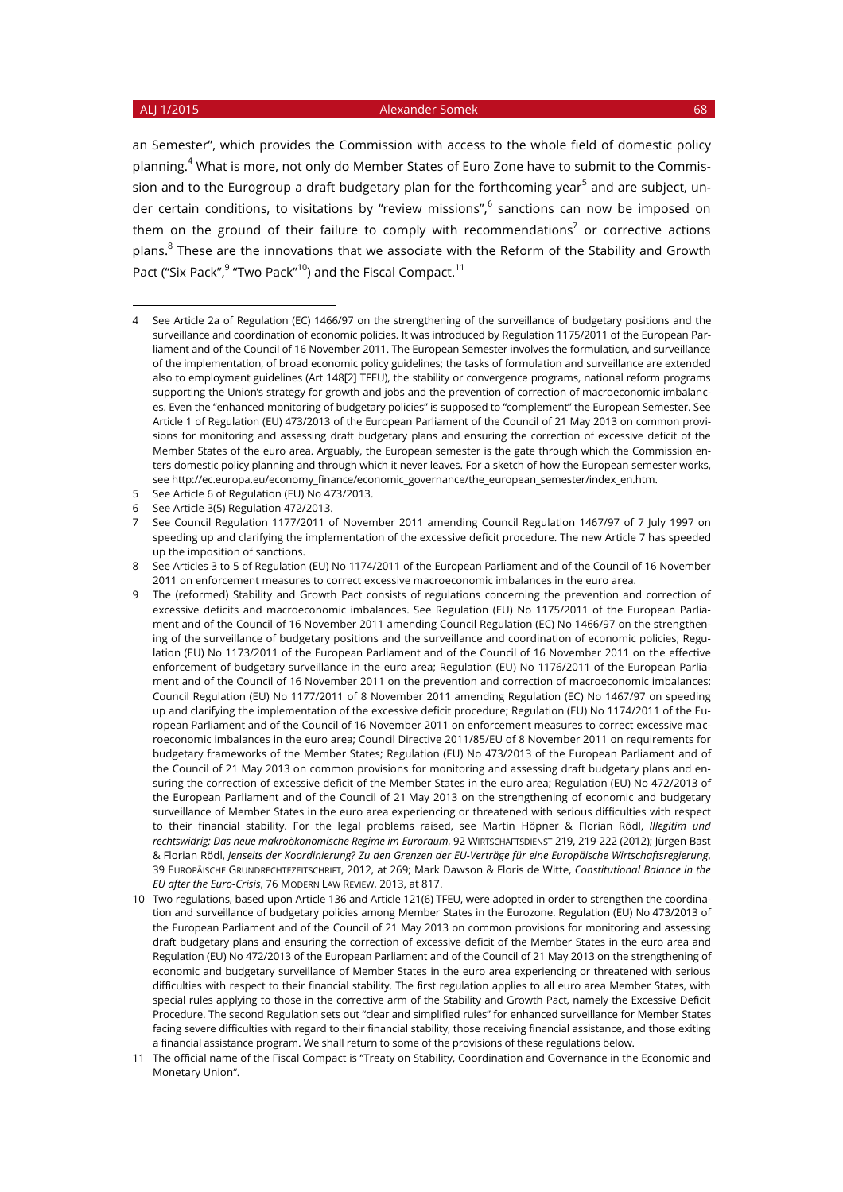an Semester", which provides the Commission with access to the whole field of domestic policy planning.[4] What is more, not only do Member States of Euro Zone have to submit to the Commission and to the Eurogroup a draft budgetary plan for the forthcoming year[5] and are subject, under certain conditions, to visitations by "review missions",[6] sanctions can now be imposed on them on the ground of their failure to comply with recommendations[7] or corrective actions plans.[8] These are the innovations that we associate with the Reform of the Stability and Growth Pact ("Six Pack",[9] "Two Pack"[10]) and the Fiscal Compact.[11]

---

4 See Article 2a of Regulation (EC) 1466/97 on the strengthening of the surveillance of budgetary positions and the surveillance and coordination of economic policies. It was introduced by Regulation 1175/2011 of the European Parliament and of the Council of 16 November 2011. The European Semester involves the formulation, and surveillance of the implementation, of broad economic policy guidelines; the tasks of formulation and surveillance are extended also to employment guidelines (Art 148[2] TFEU), the stability or convergence programs, national reform programs supporting the Union's strategy for growth and jobs and the prevention of correction of macroeconomic imbalances. Even the "enhanced monitoring of budgetary policies" is supposed to "complement" the European Semester. See Article 1 of Regulation (EU) 473/2013 of the European Parliament of the Council of 21 May 2013 on common provisions for monitoring and assessing draft budgetary plans and ensuring the correction of excessive deficit of the Member States of the euro area. Arguably, the European semester is the gate through which the Commission enters domestic policy planning and through which it never leaves. For a sketch of how the European semester works, see http://ec.europa.eu/economy_finance/economic_governance/the_european_semester/index_en.htm.

5 See Article 6 of Regulation (EU) No 473/2013.

6 See Article 3(5) Regulation 472/2013.

7 See Council Regulation 1177/2011 of November 2011 amending Council Regulation 1467/97 of 7 July 1997 on speeding up and clarifying the implementation of the excessive deficit procedure. The new Article 7 has speeded up the imposition of sanctions.

8 See Articles 3 to 5 of Regulation (EU) No 1174/2011 of the European Parliament and of the Council of 16 November 2011 on enforcement measures to correct excessive macroeconomic imbalances in the euro area.

9 The (reformed) Stability and Growth Pact consists of regulations concerning the prevention and correction of excessive deficits and macroeconomic imbalances. See Regulation (EU) No 1175/2011 of the European Parliament and of the Council of 16 November 2011 amending Council Regulation (EC) No 1466/97 on the strengthening of the surveillance of budgetary positions and the surveillance and coordination of economic policies; Regulation (EU) No 1173/2011 of the European Parliament and of the Council of 16 November 2011 on the effective enforcement of budgetary surveillance in the euro area; Regulation (EU) No 1176/2011 of the European Parliament and of the Council of 16 November 2011 on the prevention and correction of macroeconomic imbalances: Council Regulation (EU) No 1177/2011 of 8 November 2011 amending Regulation (EC) No 1467/97 on speeding up and clarifying the implementation of the excessive deficit procedure; Regulation (EU) No 1174/2011 of the European Parliament and of the Council of 16 November 2011 on enforcement measures to correct excessive macroeconomic imbalances in the euro area; Council Directive 2011/85/EU of 8 November 2011 on requirements for budgetary frameworks of the Member States; Regulation (EU) No 473/2013 of the European Parliament and of the Council of 21 May 2013 on common provisions for monitoring and assessing draft budgetary plans and ensuring the correction of excessive deficit of the Member States in the euro area; Regulation (EU) No 472/2013 of the European Parliament and of the Council of 21 May 2013 on the strengthening of economic and budgetary surveillance of Member States in the euro area experiencing or threatened with serious difficulties with respect to their financial stability. For the legal problems raised, see Martin Höpner & Florian Rödl, *Illegitim und rechtswidrig: Das neue makroökonomische Regime im Euroraum*, 92 WIRTSCHAFTSDIENST 219, 219-222 (2012); Jürgen Bast & Florian Rödl, *Jenseits der Koordinierung? Zu den Grenzen der EU-Verträge für eine Europäische Wirtschaftsregierung*, 39 EUROPÄISCHE GRUNDRECHTEZEITSCHRIFT, 2012, at 269; Mark Dawson & Floris de Witte, *Constitutional Balance in the EU after the Euro-Crisis*, 76 MODERN LAW REVIEW, 2013, at 817.

10 Two regulations, based upon Article 136 and Article 121(6) TFEU, were adopted in order to strengthen the coordination and surveillance of budgetary policies among Member States in the Eurozone. Regulation (EU) No 473/2013 of the European Parliament and of the Council of 21 May 2013 on common provisions for monitoring and assessing draft budgetary plans and ensuring the correction of excessive deficit of the Member States in the euro area and Regulation (EU) No 472/2013 of the European Parliament and of the Council of 21 May 2013 on the strengthening of economic and budgetary surveillance of Member States in the euro area experiencing or threatened with serious difficulties with respect to their financial stability. The first regulation applies to all euro area Member States, with special rules applying to those in the corrective arm of the Stability and Growth Pact, namely the Excessive Deficit Procedure. The second Regulation sets out "clear and simplified rules" for enhanced surveillance for Member States facing severe difficulties with regard to their financial stability, those receiving financial assistance, and those exiting a financial assistance program. We shall return to some of the provisions of these regulations below.

11 The official name of the Fiscal Compact is "Treaty on Stability, Coordination and Governance in the Economic and Monetary Union".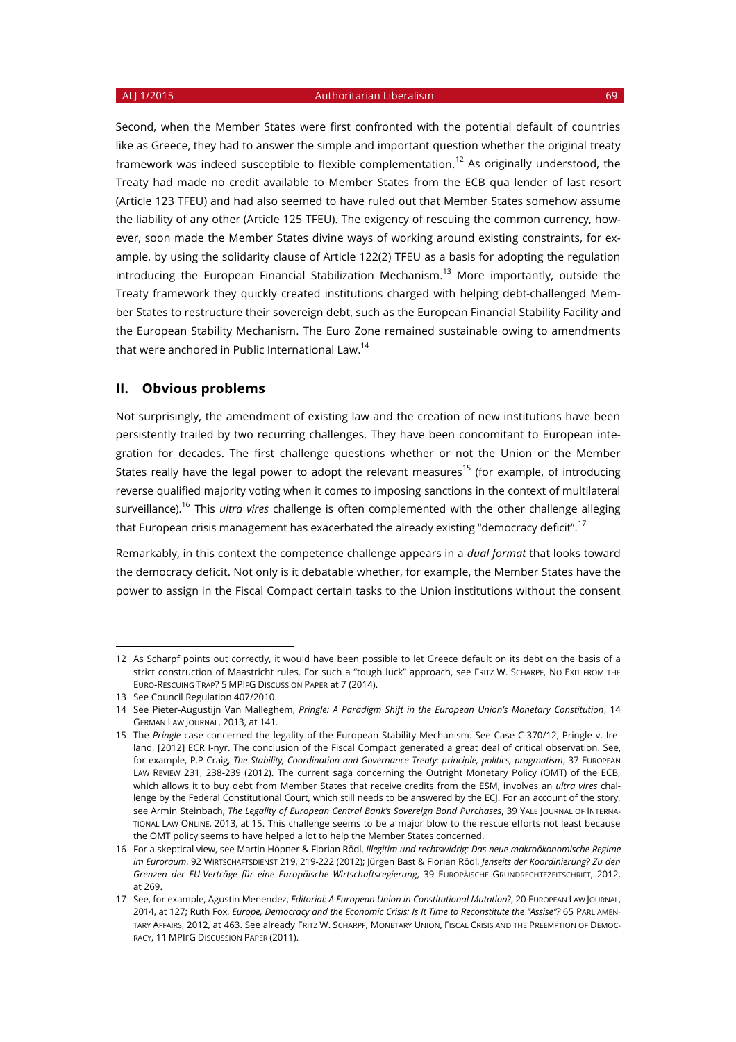Second, when the Member States were first confronted with the potential default of countries like as Greece, they had to answer the simple and important question whether the original treaty framework was indeed susceptible to flexible complementation.[12] As originally understood, the Treaty had made no credit available to Member States from the ECB qua lender of last resort (Article 123 TFEU) and had also seemed to have ruled out that Member States somehow assume the liability of any other (Article 125 TFEU). The exigency of rescuing the common currency, however, soon made the Member States divine ways of working around existing constraints, for example, by using the solidarity clause of Article 122(2) TFEU as a basis for adopting the regulation introducing the European Financial Stabilization Mechanism.[13] More importantly, outside the Treaty framework they quickly created institutions charged with helping debt-challenged Member States to restructure their sovereign debt, such as the European Financial Stability Facility and the European Stability Mechanism. The Euro Zone remained sustainable owing to amendments that were anchored in Public International Law.[14]

## II. Obvious problems

Not surprisingly, the amendment of existing law and the creation of new institutions have been persistently trailed by two recurring challenges. They have been concomitant to European integration for decades. The first challenge questions whether or not the Union or the Member States really have the legal power to adopt the relevant measures[15] (for example, of introducing reverse qualified majority voting when it comes to imposing sanctions in the context of multilateral surveillance).[16] This *ultra vires* challenge is often complemented with the other challenge alleging that European crisis management has exacerbated the already existing "democracy deficit".[17]

Remarkably, in this context the competence challenge appears in a *dual format* that looks toward the democracy deficit. Not only is it debatable whether, for example, the Member States have the power to assign in the Fiscal Compact certain tasks to the Union institutions without the consent

---

12 As Scharpf points out correctly, it would have been possible to let Greece default on its debt on the basis of a strict construction of Maastricht rules. For such a "tough luck" approach, see FRITZ W. SCHARPF, NO EXIT FROM THE EURO-RESCUING TRAP? 5 MPIFG DISCUSSION PAPER at 7 (2014).

13 See Council Regulation 407/2010.

14 See Pieter-Augustijn Van Malleghem, *Pringle: A Paradigm Shift in the European Union's Monetary Constitution*, 14 GERMAN LAW JOURNAL, 2013, at 141.

15 The *Pringle* case concerned the legality of the European Stability Mechanism. See Case C-370/12, Pringle v. Ireland, [2012] ECR I-nyr. The conclusion of the Fiscal Compact generated a great deal of critical observation. See, for example, P.P Craig, *The Stability, Coordination and Governance Treaty: principle, politics, pragmatism*, 37 EUROPEAN LAW REVIEW 231, 238-239 (2012). The current saga concerning the Outright Monetary Policy (OMT) of the ECB, which allows it to buy debt from Member States that receive credits from the ESM, involves an *ultra vires* challenge by the Federal Constitutional Court, which still needs to be answered by the ECJ. For an account of the story, see Armin Steinbach, *The Legality of European Central Bank's Sovereign Bond Purchases*, 39 YALE JOURNAL OF INTERNATIONAL LAW ONLINE, 2013, at 15. This challenge seems to be a major blow to the rescue efforts not least because the OMT policy seems to have helped a lot to help the Member States concerned.

16 For a skeptical view, see Martin Höpner & Florian Rödl, *Illegitim und rechtswidrig: Das neue makroökonomische Regime im Euroraum*, 92 WIRTSCHAFTSDIENST 219, 219-222 (2012); Jürgen Bast & Florian Rödl, *Jenseits der Koordinierung? Zu den Grenzen der EU-Verträge für eine Europäische Wirtschaftsregierung*, 39 EUROPÄISCHE GRUNDRECHTEZEITSCHRIFT, 2012, at 269.

17 See, for example, Agustin Menendez, *Editorial: A European Union in Constitutional Mutation*?, 20 EUROPEAN LAW JOURNAL, 2014, at 127; Ruth Fox, *Europe, Democracy and the Economic Crisis: Is It Time to Reconstitute the "Assise"?* 65 PARLIAMENTARY AFFAIRS, 2012, at 463. See already FRITZ W. SCHARPF, MONETARY UNION, FISCAL CRISIS AND THE PREEMPTION OF DEMOCRACY, 11 MPIFG DISCUSSION PAPER (2011).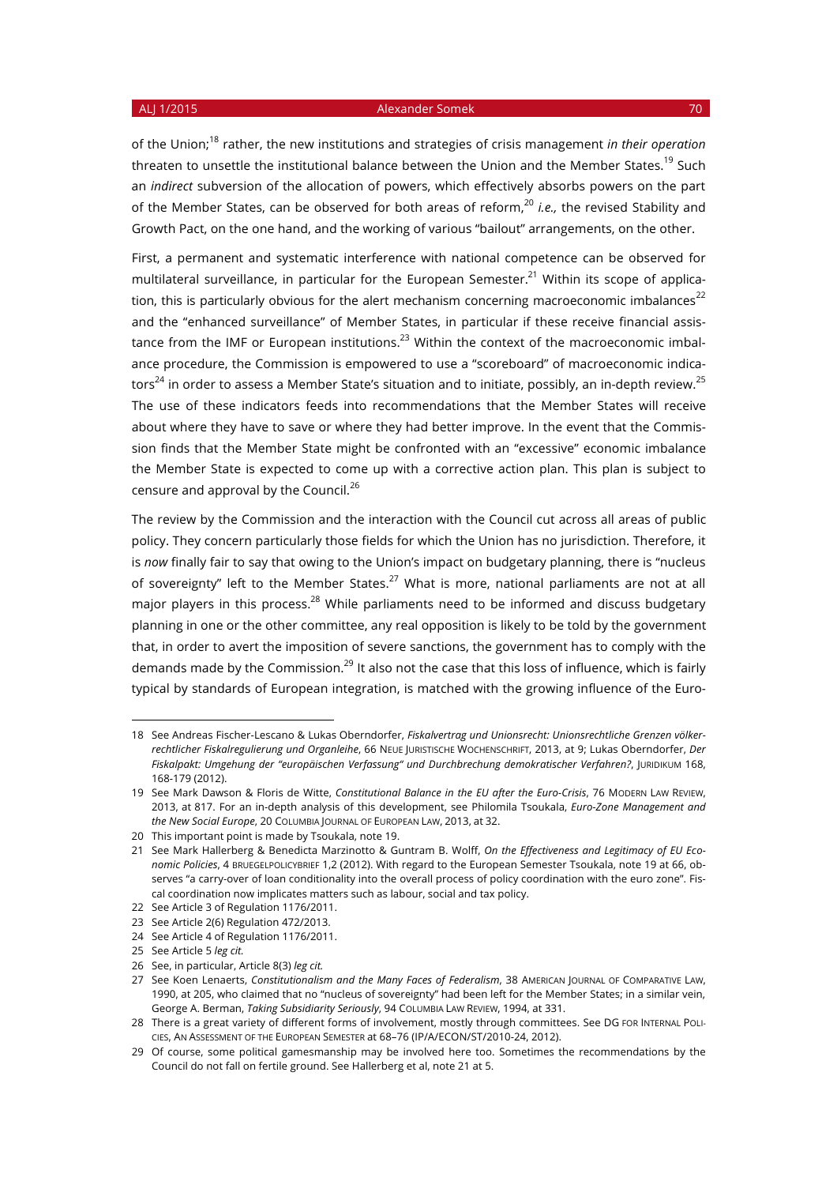of the Union;[18] rather, the new institutions and strategies of crisis management *in their operation* threaten to unsettle the institutional balance between the Union and the Member States.[19] Such an *indirect* subversion of the allocation of powers, which effectively absorbs powers on the part of the Member States, can be observed for both areas of reform,[20] *i.e.,* the revised Stability and Growth Pact, on the one hand, and the working of various "bailout" arrangements, on the other.

First, a permanent and systematic interference with national competence can be observed for multilateral surveillance, in particular for the European Semester.[21] Within its scope of application, this is particularly obvious for the alert mechanism concerning macroeconomic imbalances[22] and the "enhanced surveillance" of Member States, in particular if these receive financial assistance from the IMF or European institutions.[23] Within the context of the macroeconomic imbalance procedure, the Commission is empowered to use a "scoreboard" of macroeconomic indicators[24] in order to assess a Member State's situation and to initiate, possibly, an in-depth review.[25] The use of these indicators feeds into recommendations that the Member States will receive about where they have to save or where they had better improve. In the event that the Commission finds that the Member State might be confronted with an "excessive" economic imbalance the Member State is expected to come up with a corrective action plan. This plan is subject to censure and approval by the Council.[26]

The review by the Commission and the interaction with the Council cut across all areas of public policy. They concern particularly those fields for which the Union has no jurisdiction. Therefore, it is *now* finally fair to say that owing to the Union's impact on budgetary planning, there is "nucleus of sovereignty" left to the Member States.[27] What is more, national parliaments are not at all major players in this process.[28] While parliaments need to be informed and discuss budgetary planning in one or the other committee, any real opposition is likely to be told by the government that, in order to avert the imposition of severe sanctions, the government has to comply with the demands made by the Commission.[29] It also not the case that this loss of influence, which is fairly typical by standards of European integration, is matched with the growing influence of the Euro-

---

18 See Andreas Fischer-Lescano & Lukas Oberndorfer, *Fiskalvertrag und Unionsrecht: Unionsrechtliche Grenzen völkerrechtlicher Fiskalregulierung und Organleihe*, 66 NEUE JURISTISCHE WOCHENSCHRIFT, 2013, at 9; Lukas Oberndorfer, *Der Fiskalpakt: Umgehung der "europäischen Verfassung" und Durchbrechung demokratischer Verfahren?*, JURIDIKUM 168, 168-179 (2012).

19 See Mark Dawson & Floris de Witte, *Constitutional Balance in the EU after the Euro-Crisis*, 76 MODERN LAW REVIEW, 2013, at 817. For an in-depth analysis of this development, see Philomila Tsoukala, *Euro-Zone Management and the New Social Europe*, 20 COLUMBIA JOURNAL OF EUROPEAN LAW, 2013, at 32.

20 This important point is made by Tsoukala, note 19.

21 See Mark Hallerberg & Benedicta Marzinotto & Guntram B. Wolff, *On the Effectiveness and Legitimacy of EU Economic Policies*, 4 BRUEGELPOLICYBRIEF 1,2 (2012). With regard to the European Semester Tsoukala, note 19 at 66, observes "a carry-over of loan conditionality into the overall process of policy coordination with the euro zone". Fiscal coordination now implicates matters such as labour, social and tax policy.

22 See Article 3 of Regulation 1176/2011.

23 See Article 2(6) Regulation 472/2013.

24 See Article 4 of Regulation 1176/2011.

25 See Article 5 *leg cit.*

26 See, in particular, Article 8(3) *leg cit.*

27 See Koen Lenaerts, *Constitutionalism and the Many Faces of Federalism*, 38 AMERICAN JOURNAL OF COMPARATIVE LAW, 1990, at 205, who claimed that no "nucleus of sovereignty" had been left for the Member States; in a similar vein, George A. Berman, *Taking Subsidiarity Seriously*, 94 COLUMBIA LAW REVIEW, 1994, at 331.

28 There is a great variety of different forms of involvement, mostly through committees. See DG FOR INTERNAL POLICIES, AN ASSESSMENT OF THE EUROPEAN SEMESTER at 68–76 (IP/A/ECON/ST/2010-24, 2012).

29 Of course, some political gamesmanship may be involved here too. Sometimes the recommendations by the Council do not fall on fertile ground. See Hallerberg et al, note 21 at 5.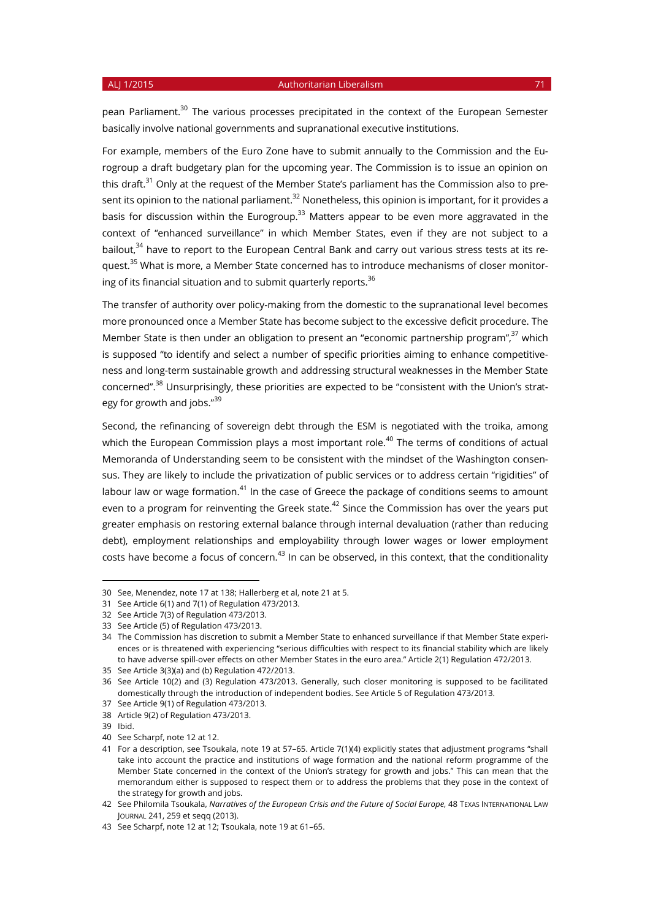pean Parliament.[30] The various processes precipitated in the context of the European Semester basically involve national governments and supranational executive institutions.

For example, members of the Euro Zone have to submit annually to the Commission and the Eurogroup a draft budgetary plan for the upcoming year. The Commission is to issue an opinion on this draft.[31] Only at the request of the Member State's parliament has the Commission also to present its opinion to the national parliament.[32] Nonetheless, this opinion is important, for it provides a basis for discussion within the Eurogroup.[33] Matters appear to be even more aggravated in the context of "enhanced surveillance" in which Member States, even if they are not subject to a bailout,[34] have to report to the European Central Bank and carry out various stress tests at its request.[35] What is more, a Member State concerned has to introduce mechanisms of closer monitoring of its financial situation and to submit quarterly reports.[36]

The transfer of authority over policy-making from the domestic to the supranational level becomes more pronounced once a Member State has become subject to the excessive deficit procedure. The Member State is then under an obligation to present an "economic partnership program",[37] which is supposed "to identify and select a number of specific priorities aiming to enhance competitiveness and long-term sustainable growth and addressing structural weaknesses in the Member State concerned".[38] Unsurprisingly, these priorities are expected to be "consistent with the Union's strategy for growth and jobs."[39]

Second, the refinancing of sovereign debt through the ESM is negotiated with the troika, among which the European Commission plays a most important role.[40] The terms of conditions of actual Memoranda of Understanding seem to be consistent with the mindset of the Washington consensus. They are likely to include the privatization of public services or to address certain "rigidities" of labour law or wage formation.[41] In the case of Greece the package of conditions seems to amount even to a program for reinventing the Greek state.[42] Since the Commission has over the years put greater emphasis on restoring external balance through internal devaluation (rather than reducing debt), employment relationships and employability through lower wages or lower employment costs have become a focus of concern.[43] In can be observed, in this context, that the conditionality

---

30 See, Menendez, note 17 at 138; Hallerberg et al, note 21 at 5.

31 See Article 6(1) and 7(1) of Regulation 473/2013.

32 See Article 7(3) of Regulation 473/2013.

33 See Article (5) of Regulation 473/2013.

34 The Commission has discretion to submit a Member State to enhanced surveillance if that Member State experiences or is threatened with experiencing "serious difficulties with respect to its financial stability which are likely to have adverse spill-over effects on other Member States in the euro area." Article 2(1) Regulation 472/2013.

35 See Article 3(3)(a) and (b) Regulation 472/2013.

36 See Article 10(2) and (3) Regulation 473/2013. Generally, such closer monitoring is supposed to be facilitated domestically through the introduction of independent bodies. See Article 5 of Regulation 473/2013.

37 See Article 9(1) of Regulation 473/2013.

38 Article 9(2) of Regulation 473/2013.

39 Ibid.

40 See Scharpf, note 12 at 12.

41 For a description, see Tsoukala, note 19 at 57–65. Article 7(1)(4) explicitly states that adjustment programs "shall take into account the practice and institutions of wage formation and the national reform programme of the Member State concerned in the context of the Union's strategy for growth and jobs." This can mean that the memorandum either is supposed to respect them or to address the problems that they pose in the context of the strategy for growth and jobs.

42 See Philomila Tsoukala, *Narratives of the European Crisis and the Future of Social Europe*, 48 Texas International Law Journal 241, 259 et seqq (2013).

43 See Scharpf, note 12 at 12; Tsoukala, note 19 at 61–65.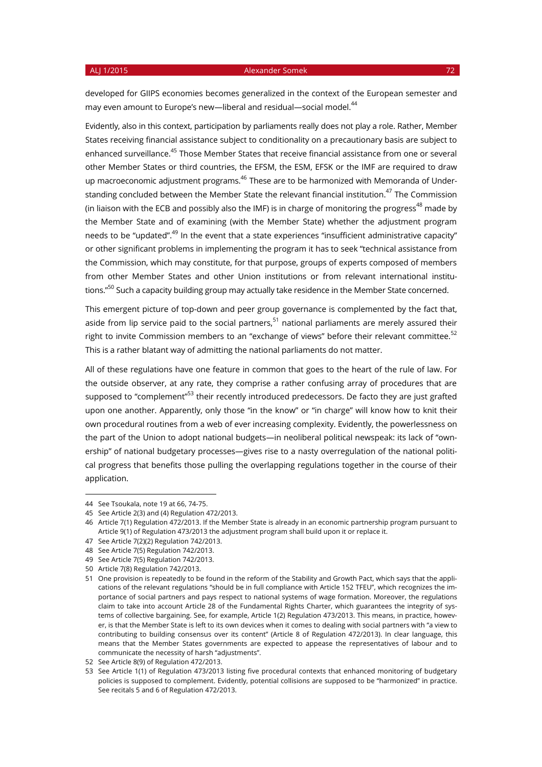developed for GIIPS economies becomes generalized in the context of the European semester and may even amount to Europe's new—liberal and residual—social model.[44]

Evidently, also in this context, participation by parliaments really does not play a role. Rather, Member States receiving financial assistance subject to conditionality on a precautionary basis are subject to enhanced surveillance.[45] Those Member States that receive financial assistance from one or several other Member States or third countries, the EFSM, the ESM, EFSK or the IMF are required to draw up macroeconomic adjustment programs.[46] These are to be harmonized with Memoranda of Understanding concluded between the Member State the relevant financial institution.[47] The Commission (in liaison with the ECB and possibly also the IMF) is in charge of monitoring the progress[48] made by the Member State and of examining (with the Member State) whether the adjustment program needs to be "updated".[49] In the event that a state experiences "insufficient administrative capacity" or other significant problems in implementing the program it has to seek "technical assistance from the Commission, which may constitute, for that purpose, groups of experts composed of members from other Member States and other Union institutions or from relevant international institutions."[50] Such a capacity building group may actually take residence in the Member State concerned.

This emergent picture of top-down and peer group governance is complemented by the fact that, aside from lip service paid to the social partners,[51] national parliaments are merely assured their right to invite Commission members to an "exchange of views" before their relevant committee.[52] This is a rather blatant way of admitting the national parliaments do not matter.

All of these regulations have one feature in common that goes to the heart of the rule of law. For the outside observer, at any rate, they comprise a rather confusing array of procedures that are supposed to "complement"[53] their recently introduced predecessors. De facto they are just grafted upon one another. Apparently, only those "in the know" or "in charge" will know how to knit their own procedural routines from a web of ever increasing complexity. Evidently, the powerlessness on the part of the Union to adopt national budgets—in neoliberal political newspeak: its lack of "ownership" of national budgetary processes—gives rise to a nasty overregulation of the national political progress that benefits those pulling the overlapping regulations together in the course of their application.

---

44 See Tsoukala, note 19 at 66, 74-75.

45 See Article 2(3) and (4) Regulation 472/2013.

46 Article 7(1) Regulation 472/2013. If the Member State is already in an economic partnership program pursuant to Article 9(1) of Regulation 473/2013 the adjustment program shall build upon it or replace it.

47 See Article 7(2)(2) Regulation 742/2013.

48 See Article 7(5) Regulation 742/2013.

49 See Article 7(5) Regulation 742/2013.

50 Article 7(8) Regulation 742/2013.

51 One provision is repeatedly to be found in the reform of the Stability and Growth Pact, which says that the applications of the relevant regulations "should be in full compliance with Article 152 TFEU", which recognizes the importance of social partners and pays respect to national systems of wage formation. Moreover, the regulations claim to take into account Article 28 of the Fundamental Rights Charter, which guarantees the integrity of systems of collective bargaining. See, for example, Article 1(2) Regulation 473/2013. This means, in practice, however, is that the Member State is left to its own devices when it comes to dealing with social partners with "a view to contributing to building consensus over its content" (Article 8 of Regulation 472/2013). In clear language, this means that the Member States governments are expected to appease the representatives of labour and to communicate the necessity of harsh "adjustments".

52 See Article 8(9) of Regulation 472/2013.

53 See Article 1(1) of Regulation 473/2013 listing five procedural contexts that enhanced monitoring of budgetary policies is supposed to complement. Evidently, potential collisions are supposed to be "harmonized" in practice. See recitals 5 and 6 of Regulation 472/2013.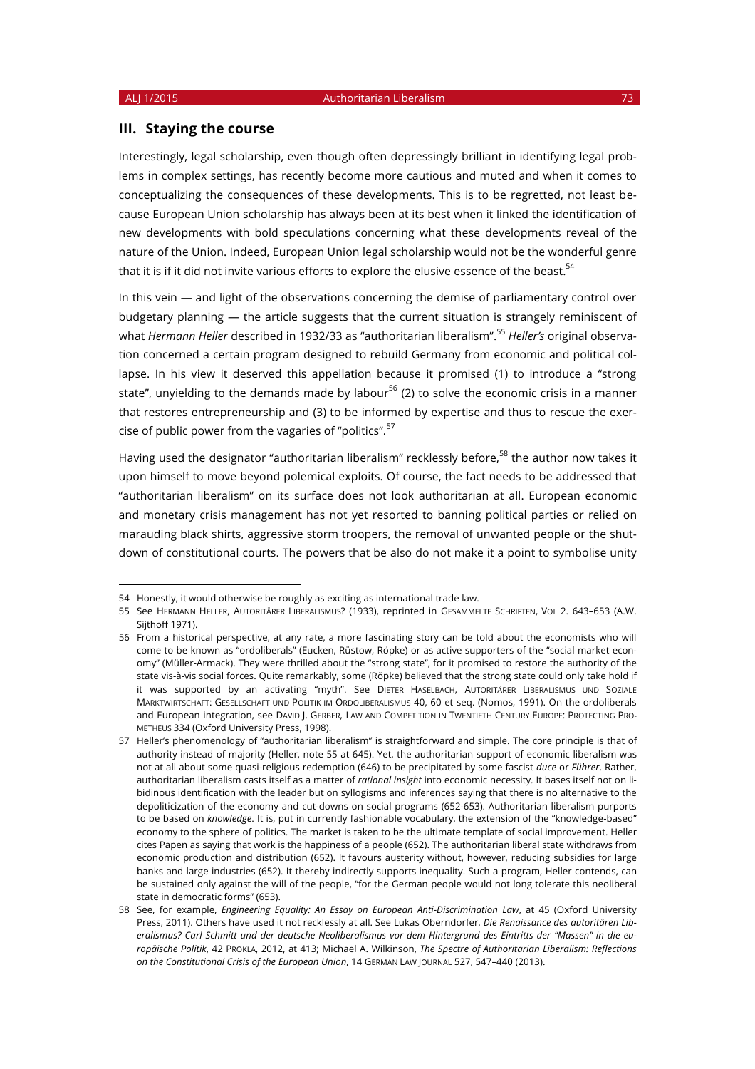## III. Staying the course

Interestingly, legal scholarship, even though often depressingly brilliant in identifying legal problems in complex settings, has recently become more cautious and muted and when it comes to conceptualizing the consequences of these developments. This is to be regretted, not least because European Union scholarship has always been at its best when it linked the identification of new developments with bold speculations concerning what these developments reveal of the nature of the Union. Indeed, European Union legal scholarship would not be the wonderful genre that it is if it did not invite various efforts to explore the elusive essence of the beast.[54]

In this vein — and light of the observations concerning the demise of parliamentary control over budgetary planning — the article suggests that the current situation is strangely reminiscent of what *Hermann Heller* described in 1932/33 as "authoritarian liberalism".[55] *Heller's* original observation concerned a certain program designed to rebuild Germany from economic and political collapse. In his view it deserved this appellation because it promised (1) to introduce a "strong state", unyielding to the demands made by labour[56] (2) to solve the economic crisis in a manner that restores entrepreneurship and (3) to be informed by expertise and thus to rescue the exercise of public power from the vagaries of "politics".[57]

Having used the designator "authoritarian liberalism" recklessly before,[58] the author now takes it upon himself to move beyond polemical exploits. Of course, the fact needs to be addressed that "authoritarian liberalism" on its surface does not look authoritarian at all. European economic and monetary crisis management has not yet resorted to banning political parties or relied on marauding black shirts, aggressive storm troopers, the removal of unwanted people or the shutdown of constitutional courts. The powers that be also do not make it a point to symbolise unity

---

54 Honestly, it would otherwise be roughly as exciting as international trade law.

55 See HERMANN HELLER, AUTORITÄRER LIBERALISMUS? (1933), reprinted in GESAMMELTE SCHRIFTEN, VOL 2. 643–653 (A.W. Sijthoff 1971).

56 From a historical perspective, at any rate, a more fascinating story can be told about the economists who will come to be known as "ordoliberals" (Eucken, Rüstow, Röpke) or as active supporters of the "social market economy" (Müller-Armack). They were thrilled about the "strong state", for it promised to restore the authority of the state vis-à-vis social forces. Quite remarkably, some (Röpke) believed that the strong state could only take hold if it was supported by an activating "myth". See DIETER HASELBACH, AUTORITÄRER LIBERALISMUS UND SOZIALE MARKTWIRTSCHAFT: GESELLSCHAFT UND POLITIK IM ORDOLIBERALISMUS 40, 60 et seq. (Nomos, 1991). On the ordoliberals and European integration, see DAVID J. GERBER, LAW AND COMPETITION IN TWENTIETH CENTURY EUROPE: PROTECTING PROMETHEUS 334 (Oxford University Press, 1998).

57 Heller's phenomenology of "authoritarian liberalism" is straightforward and simple. The core principle is that of authority instead of majority (Heller, note 55 at 645). Yet, the authoritarian support of economic liberalism was not at all about some quasi-religious redemption (646) to be precipitated by some fascist *duce* or *Führer*. Rather, authoritarian liberalism casts itself as a matter of *rational insight* into economic necessity. It bases itself not on libidinous identification with the leader but on syllogisms and inferences saying that there is no alternative to the depoliticization of the economy and cut-downs on social programs (652-653). Authoritarian liberalism purports to be based on *knowledge*. It is, put in currently fashionable vocabulary, the extension of the "knowledge-based" economy to the sphere of politics. The market is taken to be the ultimate template of social improvement. Heller cites Papen as saying that work is the happiness of a people (652). The authoritarian liberal state withdraws from economic production and distribution (652). It favours austerity without, however, reducing subsidies for large banks and large industries (652). It thereby indirectly supports inequality. Such a program, Heller contends, can be sustained only against the will of the people, "for the German people would not long tolerate this neoliberal state in democratic forms" (653).

58 See, for example, *Engineering Equality: An Essay on European Anti-Discrimination Law*, at 45 (Oxford University Press, 2011). Others have used it not recklessly at all. See Lukas Oberndorfer, *Die Renaissance des autoritären Liberalismus? Carl Schmitt und der deutsche Neoliberalismus vor dem Hintergrund des Eintritts der "Massen" in die europäische Politik*, 42 PROKLA, 2012, at 413; Michael A. Wilkinson, *The Spectre of Authoritarian Liberalism: Reflections on the Constitutional Crisis of the European Union*, 14 GERMAN LAW JOURNAL 527, 547–440 (2013).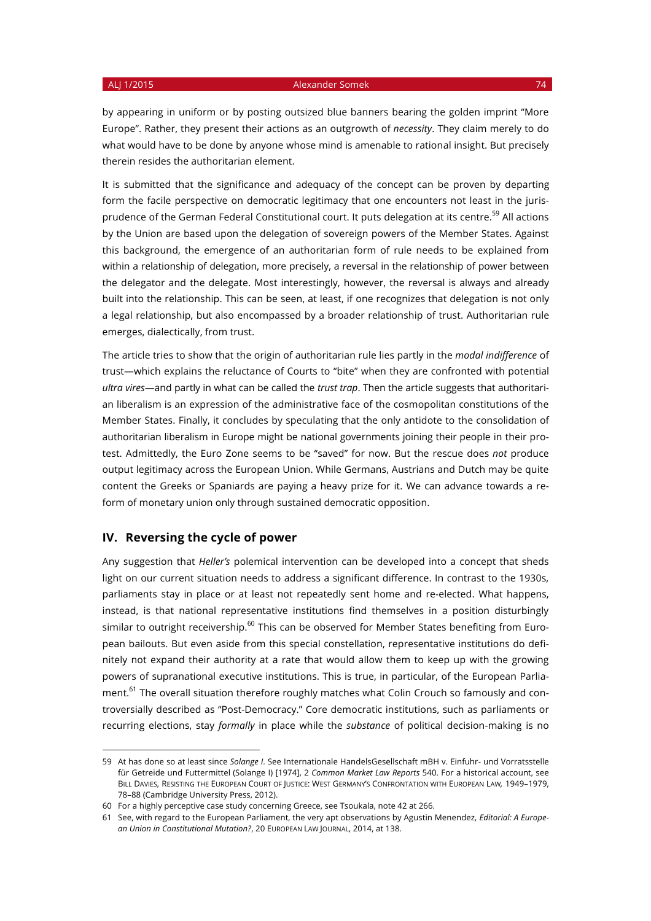by appearing in uniform or by posting outsized blue banners bearing the golden imprint "More Europe". Rather, they present their actions as an outgrowth of *necessity*. They claim merely to do what would have to be done by anyone whose mind is amenable to rational insight. But precisely therein resides the authoritarian element.

It is submitted that the significance and adequacy of the concept can be proven by departing form the facile perspective on democratic legitimacy that one encounters not least in the jurisprudence of the German Federal Constitutional court. It puts delegation at its centre.[59] All actions by the Union are based upon the delegation of sovereign powers of the Member States. Against this background, the emergence of an authoritarian form of rule needs to be explained from within a relationship of delegation, more precisely, a reversal in the relationship of power between the delegator and the delegate. Most interestingly, however, the reversal is always and already built into the relationship. This can be seen, at least, if one recognizes that delegation is not only a legal relationship, but also encompassed by a broader relationship of trust. Authoritarian rule emerges, dialectically, from trust.

The article tries to show that the origin of authoritarian rule lies partly in the *modal indifference* of trust—which explains the reluctance of Courts to "bite" when they are confronted with potential *ultra vires*—and partly in what can be called the *trust trap*. Then the article suggests that authoritarian liberalism is an expression of the administrative face of the cosmopolitan constitutions of the Member States. Finally, it concludes by speculating that the only antidote to the consolidation of authoritarian liberalism in Europe might be national governments joining their people in their protest. Admittedly, the Euro Zone seems to be "saved" for now. But the rescue does *not* produce output legitimacy across the European Union. While Germans, Austrians and Dutch may be quite content the Greeks or Spaniards are paying a heavy prize for it. We can advance towards a reform of monetary union only through sustained democratic opposition.

## IV. Reversing the cycle of power

Any suggestion that *Heller's* polemical intervention can be developed into a concept that sheds light on our current situation needs to address a significant difference. In contrast to the 1930s, parliaments stay in place or at least not repeatedly sent home and re-elected. What happens, instead, is that national representative institutions find themselves in a position disturbingly similar to outright receivership.[60] This can be observed for Member States benefiting from European bailouts. But even aside from this special constellation, representative institutions do definitely not expand their authority at a rate that would allow them to keep up with the growing powers of supranational executive institutions. This is true, in particular, of the European Parliament.[61] The overall situation therefore roughly matches what Colin Crouch so famously and controversially described as "Post-Democracy." Core democratic institutions, such as parliaments or recurring elections, stay *formally* in place while the *substance* of political decision-making is no

---

59 At has done so at least since *Solange I*. See Internationale HandelsGesellschaft mBH v. Einfuhr- und Vorratsstelle für Getreide und Futtermittel (Solange I) [1974], 2 *Common Market Law Reports* 540. For a historical account, see BILL DAVIES, RESISTING THE EUROPEAN COURT OF JUSTICE: WEST GERMANY'S CONFRONTATION WITH EUROPEAN LAW, 1949–1979, 78–88 (Cambridge University Press, 2012).

60 For a highly perceptive case study concerning Greece, see Tsoukala, note 42 at 266.

61 See, with regard to the European Parliament, the very apt observations by Agustin Menendez, *Editorial: A European Union in Constitutional Mutation?*, 20 EUROPEAN LAW JOURNAL, 2014, at 138.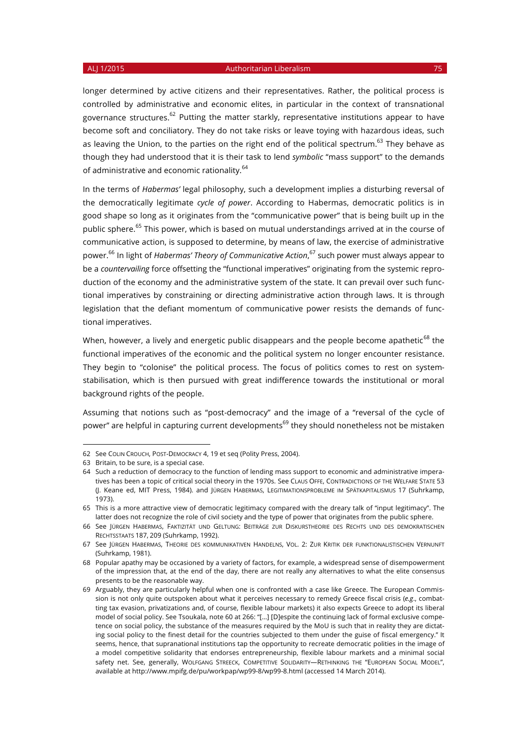longer determined by active citizens and their representatives. Rather, the political process is controlled by administrative and economic elites, in particular in the context of transnational governance structures.[62] Putting the matter starkly, representative institutions appear to have become soft and conciliatory. They do not take risks or leave toying with hazardous ideas, such as leaving the Union, to the parties on the right end of the political spectrum.[63] They behave as though they had understood that it is their task to lend *symbolic* "mass support" to the demands of administrative and economic rationality.[64]

In the terms of *Habermas'* legal philosophy, such a development implies a disturbing reversal of the democratically legitimate *cycle of power*. According to Habermas, democratic politics is in good shape so long as it originates from the "communicative power" that is being built up in the public sphere.[65] This power, which is based on mutual understandings arrived at in the course of communicative action, is supposed to determine, by means of law, the exercise of administrative power.[66] In light of *Habermas' Theory of Communicative Action*,[67] such power must always appear to be a *countervailing* force offsetting the "functional imperatives" originating from the systemic reproduction of the economy and the administrative system of the state. It can prevail over such functional imperatives by constraining or directing administrative action through laws. It is through legislation that the defiant momentum of communicative power resists the demands of functional imperatives.

When, however, a lively and energetic public disappears and the people become apathetic[68] the functional imperatives of the economic and the political system no longer encounter resistance. They begin to "colonise" the political process. The focus of politics comes to rest on system-stabilisation, which is then pursued with great indifference towards the institutional or moral background rights of the people.

Assuming that notions such as "post-democracy" and the image of a "reversal of the cycle of power" are helpful in capturing current developments[69] they should nonetheless not be mistaken

---

62 See Colin Crouch, Post-Democracy 4, 19 et seq (Polity Press, 2004).

63 Britain, to be sure, is a special case.

64 Such a reduction of democracy to the function of lending mass support to economic and administrative imperatives has been a topic of critical social theory in the 1970s. See Claus Offe, Contradictions of the Welfare State 53 (J. Keane ed, MIT Press, 1984). and Jürgen Habermas, Legitimationsprobleme im Spätkapitalismus 17 (Suhrkamp, 1973).

65 This is a more attractive view of democratic legitimacy compared with the dreary talk of "input legitimacy". The latter does not recognize the role of civil society and the type of power that originates from the public sphere.

66 See Jürgen Habermas, Faktizität und Geltung: Beiträge zur Diskurstheorie des Rechts und des demokratischen Rechtsstaats 187, 209 (Suhrkamp, 1992).

67 See Jürgen Habermas, Theorie des kommunikativen Handelns, Vol. 2: Zur Kritik der funktionalistischen Vernunft (Suhrkamp, 1981).

68 Popular apathy may be occasioned by a variety of factors, for example, a widespread sense of disempowerment of the impression that, at the end of the day, there are not really any alternatives to what the elite consensus presents to be the reasonable way.

69 Arguably, they are particularly helpful when one is confronted with a case like Greece. The European Commission is not only quite outspoken about what it perceives necessary to remedy Greece fiscal crisis (*e.g.*, combatting tax evasion, privatizations and, of course, flexible labour markets) it also expects Greece to adopt its liberal model of social policy. See Tsoukala, note 60 at 266: "[…] [D]espite the continuing lack of formal exclusive competence on social policy, the substance of the measures required by the MoU is such that in reality they are dictating social policy to the finest detail for the countries subjected to them under the guise of fiscal emergency." It seems, hence, that supranational institutions tap the opportunity to recreate democratic polities in the image of a model competitive solidarity that endorses entrepreneurship, flexible labour markets and a minimal social safety net. See, generally, Wolfgang Streeck, Competitive Solidarity—Rethinking the "European Social Model", available at http://www.mpifg.de/pu/workpap/wp99-8/wp99-8.html (accessed 14 March 2014).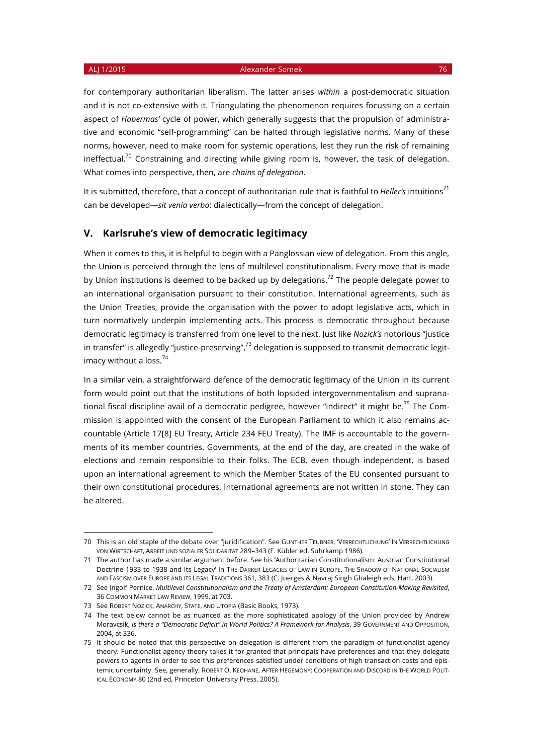for contemporary authoritarian liberalism. The latter arises *within* a post-democratic situation and it is not co-extensive with it. Triangulating the phenomenon requires focussing on a certain aspect of *Habermas'* cycle of power, which generally suggests that the propulsion of administrative and economic "self-programming" can be halted through legislative norms. Many of these norms, however, need to make room for systemic operations, lest they run the risk of remaining ineffectual.[70] Constraining and directing while giving room is, however, the task of delegation. What comes into perspective, then, are *chains of delegation*.

It is submitted, therefore, that a concept of authoritarian rule that is faithful to *Heller's* intuitions[71] can be developed—*sit venia verbo*: dialectically—from the concept of delegation.

## V. Karlsruhe's view of democratic legitimacy

When it comes to this, it is helpful to begin with a Panglossian view of delegation. From this angle, the Union is perceived through the lens of multilevel constitutionalism. Every move that is made by Union institutions is deemed to be backed up by delegations.[72] The people delegate power to an international organisation pursuant to their constitution. International agreements, such as the Union Treaties, provide the organisation with the power to adopt legislative acts, which in turn normatively underpin implementing acts. This process is democratic throughout because democratic legitimacy is transferred from one level to the next. Just like *Nozick's* notorious "justice in transfer" is allegedly "justice-preserving",[73] delegation is supposed to transmit democratic legitimacy without a loss.[74]

In a similar vein, a straightforward defence of the democratic legitimacy of the Union in its current form would point out that the institutions of both lopsided intergovernmentalism and supranational fiscal discipline avail of a democratic pedigree, however "indirect" it might be.[75] The Commission is appointed with the consent of the European Parliament to which it also remains accountable (Article 17[8] EU Treaty, Article 234 FEU Treaty). The IMF is accountable to the governments of its member countries. Governments, at the end of the day, are created in the wake of elections and remain responsible to their folks. The ECB, even though independent, is based upon an international agreement to which the Member States of the EU consented pursuant to their own constitutional procedures. International agreements are not written in stone. They can be altered.

---

70 This is an old staple of the debate over "juridification". See GUNTHER TEUBNER, 'VERRECHTLICHUNG' IN VERRECHTLICHUNG VON WIRTSCHAFT, ARBEIT UND SOZIALER SOLIDARITÄT 289–343 (F. Kübler ed, Suhrkamp 1986).

71 The author has made a similar argument before. See his 'Authoritarian Constitutionalism: Austrian Constitutional Doctrine 1933 to 1938 and Its Legacy' In THE DARKER LEGACIES OF LAW IN EUROPE. THE SHADOW OF NATIONAL SOCIALISM AND FASCISM OVER EUROPE AND ITS LEGAL TRADITIONS 361, 383 (C. Joerges & Navraj Singh Ghaleigh eds, Hart, 2003).

72 See Ingolf Pernice, *Multilevel Constitutionalism and the Treaty of Amsterdam: European Constitution-Making Revisited*, 36 COMMON MARKET LAW REVIEW, 1999, at 703.

73 See ROBERT NOZICK, ANARCHY, STATE, AND UTOPIA (Basic Books, 1973).

74 The text below cannot be as nuanced as the more sophisticated apology of the Union provided by Andrew Moravcsik, *Is there a "Democratic Deficit" in World Politics? A Framework for Analysis*, 39 GOVERNMENT AND OPPOSITION, 2004, at 336.

75 It should be noted that this perspective on delegation is different from the paradigm of functionalist agency theory. Functionalist agency theory takes it for granted that principals have preferences and that they delegate powers to agents in order to see this preferences satisfied under conditions of high transaction costs and epistemic uncertainty. See, generally, ROBERT O. KEOHANE, AFTER HEGEMONY: COOPERATION AND DISCORD IN THE WORLD POLITICAL ECONOMY 80 (2nd ed, Princeton University Press, 2005).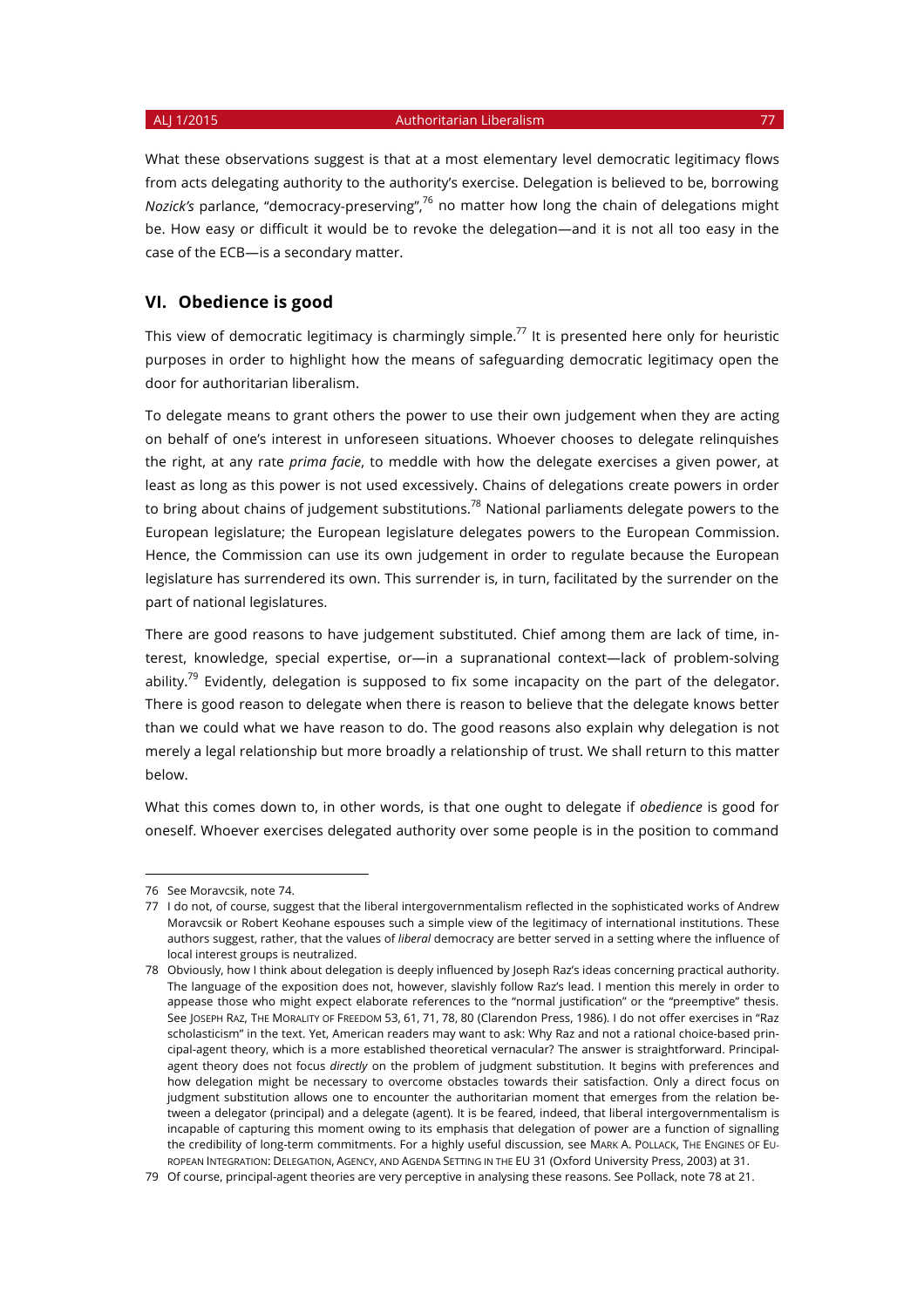What these observations suggest is that at a most elementary level democratic legitimacy flows from acts delegating authority to the authority's exercise. Delegation is believed to be, borrowing *Nozick's* parlance, "democracy-preserving",[76] no matter how long the chain of delegations might be. How easy or difficult it would be to revoke the delegation—and it is not all too easy in the case of the ECB—is a secondary matter.

## VI. Obedience is good

This view of democratic legitimacy is charmingly simple.[77] It is presented here only for heuristic purposes in order to highlight how the means of safeguarding democratic legitimacy open the door for authoritarian liberalism.

To delegate means to grant others the power to use their own judgement when they are acting on behalf of one's interest in unforeseen situations. Whoever chooses to delegate relinquishes the right, at any rate *prima facie*, to meddle with how the delegate exercises a given power, at least as long as this power is not used excessively. Chains of delegations create powers in order to bring about chains of judgement substitutions.[78] National parliaments delegate powers to the European legislature; the European legislature delegates powers to the European Commission. Hence, the Commission can use its own judgement in order to regulate because the European legislature has surrendered its own. This surrender is, in turn, facilitated by the surrender on the part of national legislatures.

There are good reasons to have judgement substituted. Chief among them are lack of time, interest, knowledge, special expertise, or—in a supranational context—lack of problem-solving ability.[79] Evidently, delegation is supposed to fix some incapacity on the part of the delegator. There is good reason to delegate when there is reason to believe that the delegate knows better than we could what we have reason to do. The good reasons also explain why delegation is not merely a legal relationship but more broadly a relationship of trust. We shall return to this matter below.

What this comes down to, in other words, is that one ought to delegate if *obedience* is good for oneself. Whoever exercises delegated authority over some people is in the position to command

---

76 See Moravcsik, note 74.

77 I do not, of course, suggest that the liberal intergovernmentalism reflected in the sophisticated works of Andrew Moravcsik or Robert Keohane espouses such a simple view of the legitimacy of international institutions. These authors suggest, rather, that the values of *liberal* democracy are better served in a setting where the influence of local interest groups is neutralized.

78 Obviously, how I think about delegation is deeply influenced by Joseph Raz's ideas concerning practical authority. The language of the exposition does not, however, slavishly follow Raz's lead. I mention this merely in order to appease those who might expect elaborate references to the "normal justification" or the "preemptive" thesis. See JOSEPH RAZ, THE MORALITY OF FREEDOM 53, 61, 71, 78, 80 (Clarendon Press, 1986). I do not offer exercises in "Raz scholasticism" in the text. Yet, American readers may want to ask: Why Raz and not a rational choice-based principal-agent theory, which is a more established theoretical vernacular? The answer is straightforward. Principal-agent theory does not focus *directly* on the problem of judgment substitution. It begins with preferences and how delegation might be necessary to overcome obstacles towards their satisfaction. Only a direct focus on judgment substitution allows one to encounter the authoritarian moment that emerges from the relation between a delegator (principal) and a delegate (agent). It is be feared, indeed, that liberal intergovernmentalism is incapable of capturing this moment owing to its emphasis that delegation of power are a function of signalling the credibility of long-term commitments. For a highly useful discussion, see MARK A. POLLACK, THE ENGINES OF EUROPEAN INTEGRATION: DELEGATION, AGENCY, AND AGENDA SETTING IN THE EU 31 (Oxford University Press, 2003) at 31.

79 Of course, principal-agent theories are very perceptive in analysing these reasons. See Pollack, note 78 at 21.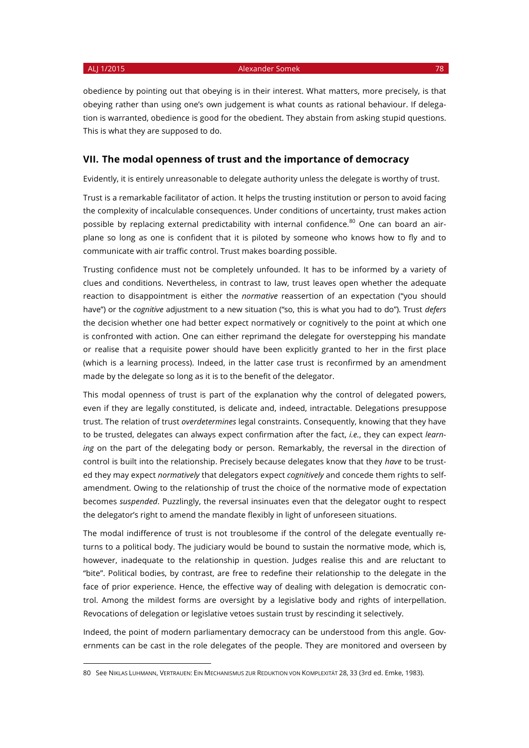obedience by pointing out that obeying is in their interest. What matters, more precisely, is that obeying rather than using one's own judgement is what counts as rational behaviour. If delegation is warranted, obedience is good for the obedient. They abstain from asking stupid questions. This is what they are supposed to do.

## VII. The modal openness of trust and the importance of democracy

Evidently, it is entirely unreasonable to delegate authority unless the delegate is worthy of trust.

Trust is a remarkable facilitator of action. It helps the trusting institution or person to avoid facing the complexity of incalculable consequences. Under conditions of uncertainty, trust makes action possible by replacing external predictability with internal confidence.[80] One can board an airplane so long as one is confident that it is piloted by someone who knows how to fly and to communicate with air traffic control. Trust makes boarding possible.

Trusting confidence must not be completely unfounded. It has to be informed by a variety of clues and conditions. Nevertheless, in contrast to law, trust leaves open whether the adequate reaction to disappointment is either the *normative* reassertion of an expectation ("you should have") or the *cognitive* adjustment to a new situation ("so, this is what you had to do"). Trust *defers* the decision whether one had better expect normatively or cognitively to the point at which one is confronted with action. One can either reprimand the delegate for overstepping his mandate or realise that a requisite power should have been explicitly granted to her in the first place (which is a learning process). Indeed, in the latter case trust is reconfirmed by an amendment made by the delegate so long as it is to the benefit of the delegator.

This modal openness of trust is part of the explanation why the control of delegated powers, even if they are legally constituted, is delicate and, indeed, intractable. Delegations presuppose trust. The relation of trust *overdetermines* legal constraints. Consequently, knowing that they have to be trusted, delegates can always expect confirmation after the fact, *i.e.*, they can expect *learning* on the part of the delegating body or person. Remarkably, the reversal in the direction of control is built into the relationship. Precisely because delegates know that they *have* to be trusted they may expect *normatively* that delegators expect *cognitively* and concede them rights to self-amendment. Owing to the relationship of trust the choice of the normative mode of expectation becomes *suspended*. Puzzlingly, the reversal insinuates even that the delegator ought to respect the delegator's right to amend the mandate flexibly in light of unforeseen situations.

The modal indifference of trust is not troublesome if the control of the delegate eventually returns to a political body. The judiciary would be bound to sustain the normative mode, which is, however, inadequate to the relationship in question. Judges realise this and are reluctant to "bite". Political bodies, by contrast, are free to redefine their relationship to the delegate in the face of prior experience. Hence, the effective way of dealing with delegation is democratic control. Among the mildest forms are oversight by a legislative body and rights of interpellation. Revocations of delegation or legislative vetoes sustain trust by rescinding it selectively.

Indeed, the point of modern parliamentary democracy can be understood from this angle. Governments can be cast in the role delegates of the people. They are monitored and overseen by

---

80 See NIKLAS LUHMANN, VERTRAUEN: EIN MECHANISMUS ZUR REDUKTION VON KOMPLEXITÄT 28, 33 (3rd ed. Emke, 1983).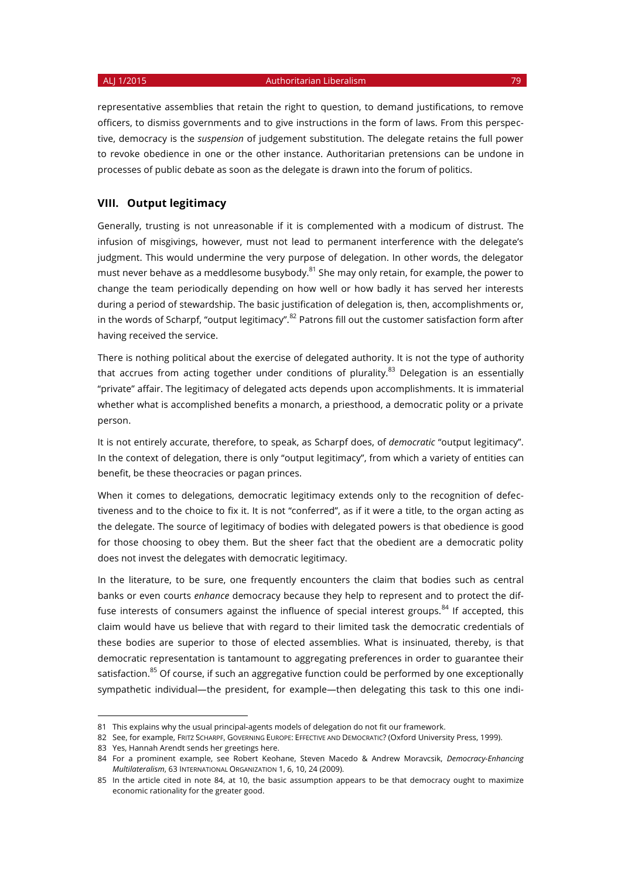representative assemblies that retain the right to question, to demand justifications, to remove officers, to dismiss governments and to give instructions in the form of laws. From this perspective, democracy is the *suspension* of judgement substitution. The delegate retains the full power to revoke obedience in one or the other instance. Authoritarian pretensions can be undone in processes of public debate as soon as the delegate is drawn into the forum of politics.

## VIII. Output legitimacy

Generally, trusting is not unreasonable if it is complemented with a modicum of distrust. The infusion of misgivings, however, must not lead to permanent interference with the delegate's judgment. This would undermine the very purpose of delegation. In other words, the delegator must never behave as a meddlesome busybody.[81] She may only retain, for example, the power to change the team periodically depending on how well or how badly it has served her interests during a period of stewardship. The basic justification of delegation is, then, accomplishments or, in the words of Scharpf, "output legitimacy".[82] Patrons fill out the customer satisfaction form after having received the service.

There is nothing political about the exercise of delegated authority. It is not the type of authority that accrues from acting together under conditions of plurality.[83] Delegation is an essentially "private" affair. The legitimacy of delegated acts depends upon accomplishments. It is immaterial whether what is accomplished benefits a monarch, a priesthood, a democratic polity or a private person.

It is not entirely accurate, therefore, to speak, as Scharpf does, of *democratic* "output legitimacy". In the context of delegation, there is only "output legitimacy", from which a variety of entities can benefit, be these theocracies or pagan princes.

When it comes to delegations, democratic legitimacy extends only to the recognition of defectiveness and to the choice to fix it. It is not "conferred", as if it were a title, to the organ acting as the delegate. The source of legitimacy of bodies with delegated powers is that obedience is good for those choosing to obey them. But the sheer fact that the obedient are a democratic polity does not invest the delegates with democratic legitimacy.

In the literature, to be sure, one frequently encounters the claim that bodies such as central banks or even courts *enhance* democracy because they help to represent and to protect the diffuse interests of consumers against the influence of special interest groups.[84] If accepted, this claim would have us believe that with regard to their limited task the democratic credentials of these bodies are superior to those of elected assemblies. What is insinuated, thereby, is that democratic representation is tantamount to aggregating preferences in order to guarantee their satisfaction.[85] Of course, if such an aggregative function could be performed by one exceptionally sympathetic individual—the president, for example—then delegating this task to this one indi-

---

81 This explains why the usual principal-agents models of delegation do not fit our framework.

82 See, for example, FRITZ SCHARPF, GOVERNING EUROPE: EFFECTIVE AND DEMOCRATIC? (Oxford University Press, 1999).

83 Yes, Hannah Arendt sends her greetings here.

84 For a prominent example, see Robert Keohane, Steven Macedo & Andrew Moravcsik, *Democracy-Enhancing Multilateralism*, 63 INTERNATIONAL ORGANIZATION 1, 6, 10, 24 (2009).

85 In the article cited in note 84, at 10, the basic assumption appears to be that democracy ought to maximize economic rationality for the greater good.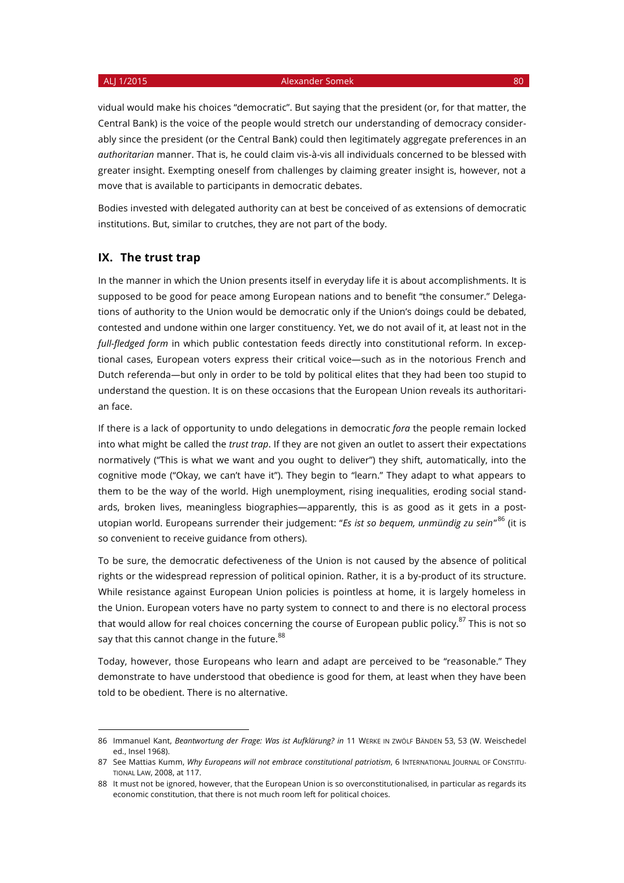vidual would make his choices "democratic". But saying that the president (or, for that matter, the Central Bank) is the voice of the people would stretch our understanding of democracy considerably since the president (or the Central Bank) could then legitimately aggregate preferences in an *authoritarian* manner. That is, he could claim vis-à-vis all individuals concerned to be blessed with greater insight. Exempting oneself from challenges by claiming greater insight is, however, not a move that is available to participants in democratic debates.

Bodies invested with delegated authority can at best be conceived of as extensions of democratic institutions. But, similar to crutches, they are not part of the body.

## IX. The trust trap

In the manner in which the Union presents itself in everyday life it is about accomplishments. It is supposed to be good for peace among European nations and to benefit "the consumer." Delegations of authority to the Union would be democratic only if the Union's doings could be debated, contested and undone within one larger constituency. Yet, we do not avail of it, at least not in the *full-fledged form* in which public contestation feeds directly into constitutional reform. In exceptional cases, European voters express their critical voice—such as in the notorious French and Dutch referenda—but only in order to be told by political elites that they had been too stupid to understand the question. It is on these occasions that the European Union reveals its authoritarian face.

If there is a lack of opportunity to undo delegations in democratic *fora* the people remain locked into what might be called the *trust trap*. If they are not given an outlet to assert their expectations normatively ("This is what we want and you ought to deliver") they shift, automatically, into the cognitive mode ("Okay, we can't have it"). They begin to "learn." They adapt to what appears to them to be the way of the world. High unemployment, rising inequalities, eroding social standards, broken lives, meaningless biographies—apparently, this is as good as it gets in a post-utopian world. Europeans surrender their judgement: "*Es ist so bequem, unmündig zu sein*"[86] (it is so convenient to receive guidance from others).

To be sure, the democratic defectiveness of the Union is not caused by the absence of political rights or the widespread repression of political opinion. Rather, it is a by-product of its structure. While resistance against European Union policies is pointless at home, it is largely homeless in the Union. European voters have no party system to connect to and there is no electoral process that would allow for real choices concerning the course of European public policy.[87] This is not so say that this cannot change in the future.[88]

Today, however, those Europeans who learn and adapt are perceived to be "reasonable." They demonstrate to have understood that obedience is good for them, at least when they have been told to be obedient. There is no alternative.

---

86 Immanuel Kant, *Beantwortung der Frage: Was ist Aufklärung? in* 11 WERKE IN ZWÖLF BÄNDEN 53, 53 (W. Weischedel ed., Insel 1968).

87 See Mattias Kumm, *Why Europeans will not embrace constitutional patriotism*, 6 INTERNATIONAL JOURNAL OF CONSTITUTIONAL LAW, 2008, at 117.

88 It must not be ignored, however, that the European Union is so overconstitutionalised, in particular as regards its economic constitution, that there is not much room left for political choices.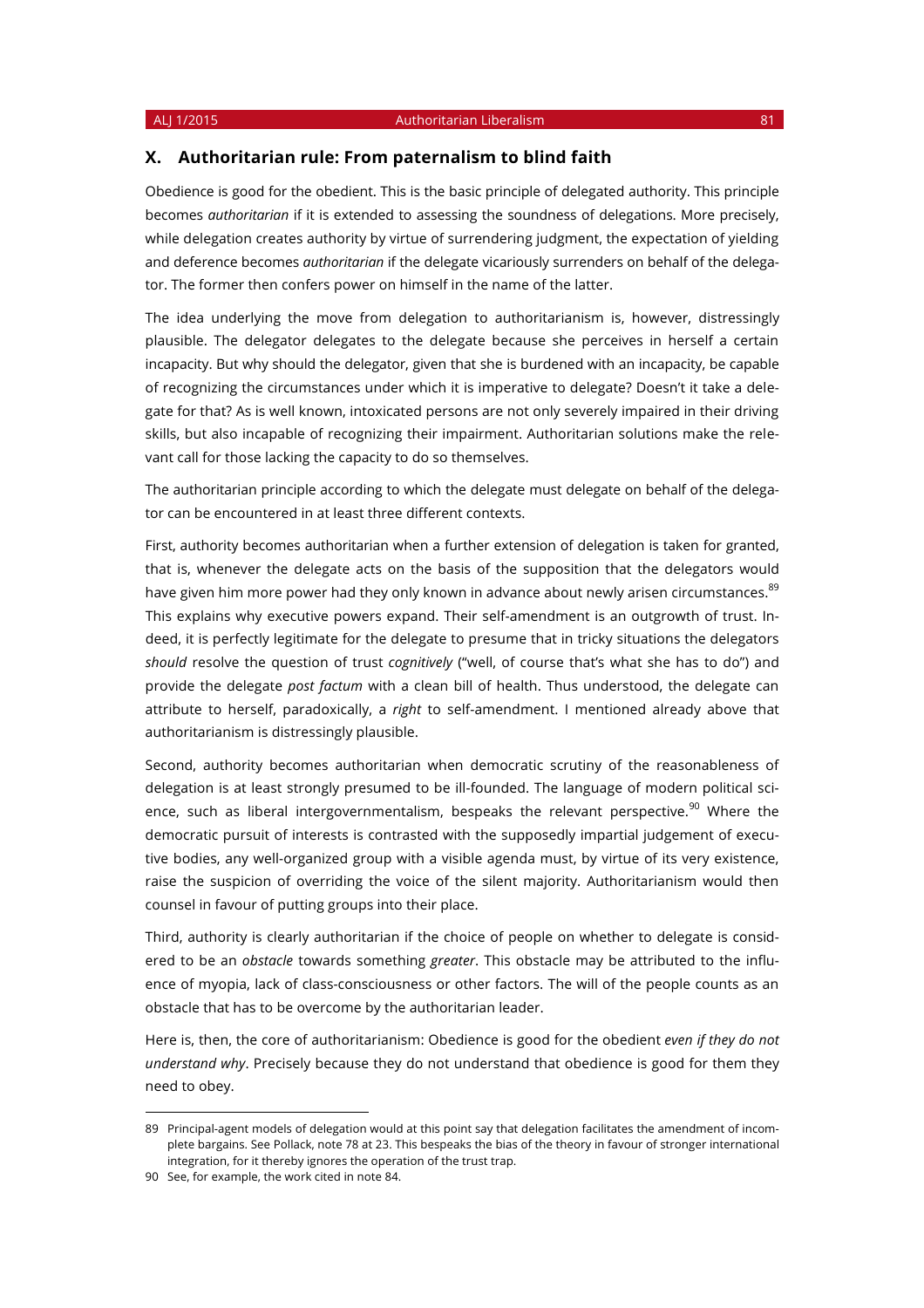## X. Authoritarian rule: From paternalism to blind faith

Obedience is good for the obedient. This is the basic principle of delegated authority. This principle becomes *authoritarian* if it is extended to assessing the soundness of delegations. More precisely, while delegation creates authority by virtue of surrendering judgment, the expectation of yielding and deference becomes *authoritarian* if the delegate vicariously surrenders on behalf of the delegator. The former then confers power on himself in the name of the latter.

The idea underlying the move from delegation to authoritarianism is, however, distressingly plausible. The delegator delegates to the delegate because she perceives in herself a certain incapacity. But why should the delegator, given that she is burdened with an incapacity, be capable of recognizing the circumstances under which it is imperative to delegate? Doesn't it take a delegate for that? As is well known, intoxicated persons are not only severely impaired in their driving skills, but also incapable of recognizing their impairment. Authoritarian solutions make the relevant call for those lacking the capacity to do so themselves.

The authoritarian principle according to which the delegate must delegate on behalf of the delegator can be encountered in at least three different contexts.

First, authority becomes authoritarian when a further extension of delegation is taken for granted, that is, whenever the delegate acts on the basis of the supposition that the delegators would have given him more power had they only known in advance about newly arisen circumstances.[89] This explains why executive powers expand. Their self-amendment is an outgrowth of trust. Indeed, it is perfectly legitimate for the delegate to presume that in tricky situations the delegators *should* resolve the question of trust *cognitively* ("well, of course that's what she has to do") and provide the delegate *post factum* with a clean bill of health. Thus understood, the delegate can attribute to herself, paradoxically, a *right* to self-amendment. I mentioned already above that authoritarianism is distressingly plausible.

Second, authority becomes authoritarian when democratic scrutiny of the reasonableness of delegation is at least strongly presumed to be ill-founded. The language of modern political science, such as liberal intergovernmentalism, bespeaks the relevant perspective.[90] Where the democratic pursuit of interests is contrasted with the supposedly impartial judgement of executive bodies, any well-organized group with a visible agenda must, by virtue of its very existence, raise the suspicion of overriding the voice of the silent majority. Authoritarianism would then counsel in favour of putting groups into their place.

Third, authority is clearly authoritarian if the choice of people on whether to delegate is considered to be an *obstacle* towards something *greater*. This obstacle may be attributed to the influence of myopia, lack of class-consciousness or other factors. The will of the people counts as an obstacle that has to be overcome by the authoritarian leader.

Here is, then, the core of authoritarianism: Obedience is good for the obedient *even if they do not understand why*. Precisely because they do not understand that obedience is good for them they need to obey.

---

89 Principal-agent models of delegation would at this point say that delegation facilitates the amendment of incomplete bargains. See Pollack, note 78 at 23. This bespeaks the bias of the theory in favour of stronger international integration, for it thereby ignores the operation of the trust trap.

90 See, for example, the work cited in note 84.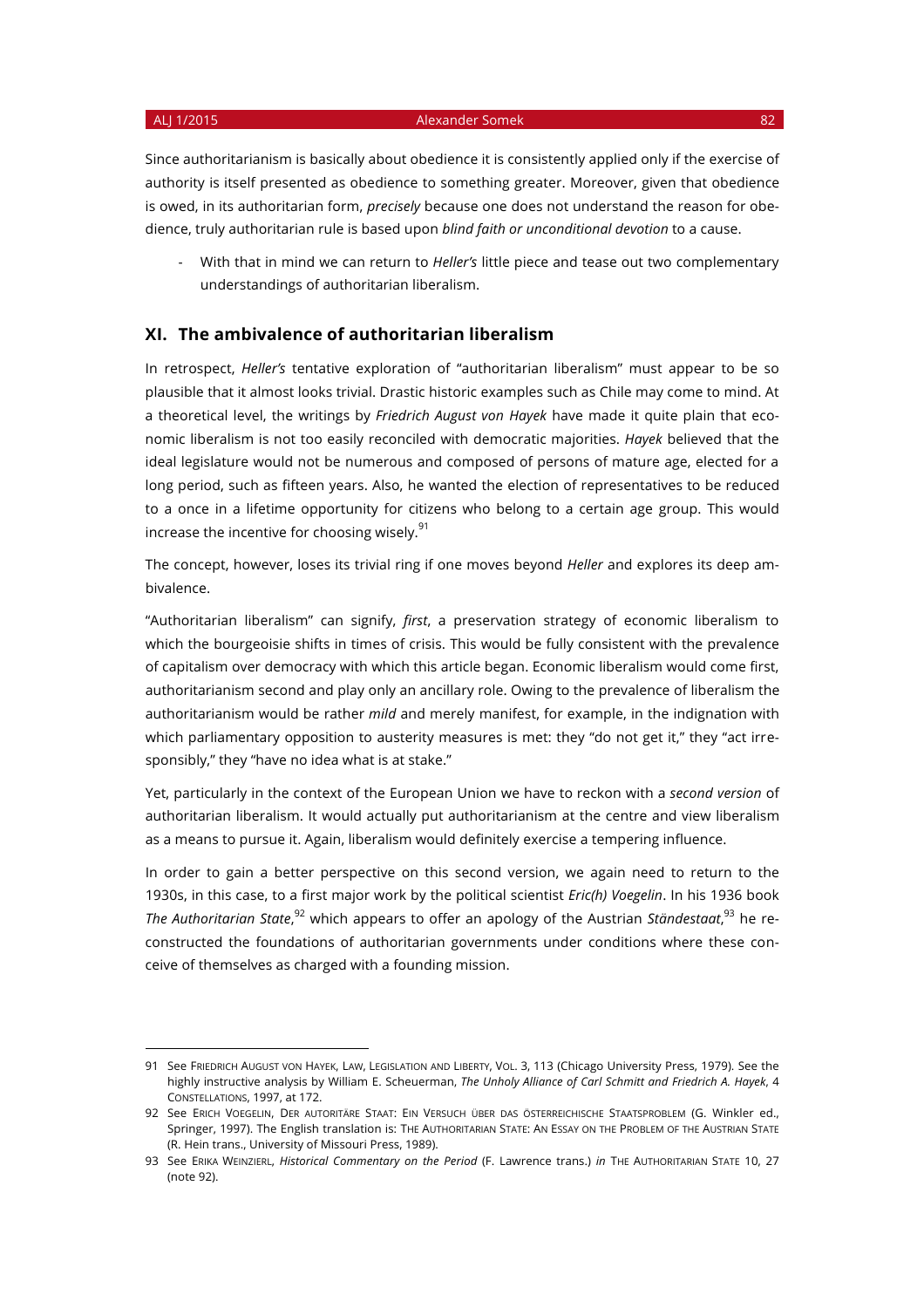Since authoritarianism is basically about obedience it is consistently applied only if the exercise of authority is itself presented as obedience to something greater. Moreover, given that obedience is owed, in its authoritarian form, *precisely* because one does not understand the reason for obedience, truly authoritarian rule is based upon *blind faith or unconditional devotion* to a cause.

- With that in mind we can return to *Heller's* little piece and tease out two complementary understandings of authoritarian liberalism.

## XI. The ambivalence of authoritarian liberalism

In retrospect, *Heller's* tentative exploration of "authoritarian liberalism" must appear to be so plausible that it almost looks trivial. Drastic historic examples such as Chile may come to mind. At a theoretical level, the writings by *Friedrich August von Hayek* have made it quite plain that economic liberalism is not too easily reconciled with democratic majorities. *Hayek* believed that the ideal legislature would not be numerous and composed of persons of mature age, elected for a long period, such as fifteen years. Also, he wanted the election of representatives to be reduced to a once in a lifetime opportunity for citizens who belong to a certain age group. This would increase the incentive for choosing wisely.[91]

The concept, however, loses its trivial ring if one moves beyond *Heller* and explores its deep ambivalence.

"Authoritarian liberalism" can signify, *first*, a preservation strategy of economic liberalism to which the bourgeoisie shifts in times of crisis. This would be fully consistent with the prevalence of capitalism over democracy with which this article began. Economic liberalism would come first, authoritarianism second and play only an ancillary role. Owing to the prevalence of liberalism the authoritarianism would be rather *mild* and merely manifest, for example, in the indignation with which parliamentary opposition to austerity measures is met: they "do not get it," they "act irresponsibly," they "have no idea what is at stake."

Yet, particularly in the context of the European Union we have to reckon with a *second version* of authoritarian liberalism. It would actually put authoritarianism at the centre and view liberalism as a means to pursue it. Again, liberalism would definitely exercise a tempering influence.

In order to gain a better perspective on this second version, we again need to return to the 1930s, in this case, to a first major work by the political scientist *Eric(h) Voegelin*. In his 1936 book *The Authoritarian State*,[92] which appears to offer an apology of the Austrian *Ständestaat*,[93] he reconstructed the foundations of authoritarian governments under conditions where these conceive of themselves as charged with a founding mission.

---

91 See Friedrich August von Hayek, Law, Legislation and Liberty, Vol. 3, 113 (Chicago University Press, 1979). See the highly instructive analysis by William E. Scheuerman, *The Unholy Alliance of Carl Schmitt and Friedrich A. Hayek*, 4 Constellations, 1997, at 172.

92 See Erich Voegelin, Der autoritäre Staat: Ein Versuch über das österreichische Staatsproblem (G. Winkler ed., Springer, 1997). The English translation is: The Authoritarian State: An Essay on the Problem of the Austrian State (R. Hein trans., University of Missouri Press, 1989).

93 See Erika Weinzierl, *Historical Commentary on the Period* (F. Lawrence trans.) *in* The Authoritarian State 10, 27 (note 92).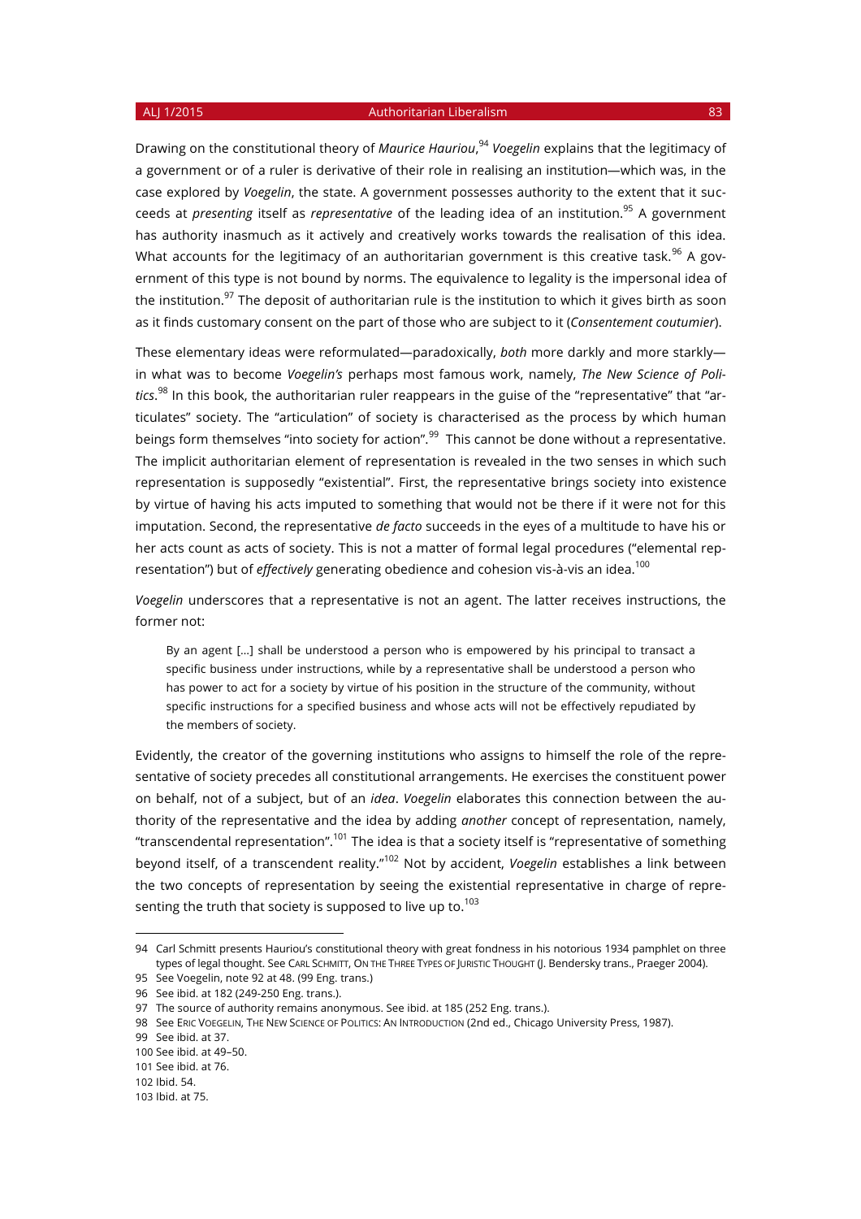Drawing on the constitutional theory of *Maurice Hauriou*,[94] *Voegelin* explains that the legitimacy of a government or of a ruler is derivative of their role in realising an institution—which was, in the case explored by *Voegelin*, the state. A government possesses authority to the extent that it succeeds at *presenting* itself as *representative* of the leading idea of an institution.[95] A government has authority inasmuch as it actively and creatively works towards the realisation of this idea. What accounts for the legitimacy of an authoritarian government is this creative task.[96] A government of this type is not bound by norms. The equivalence to legality is the impersonal idea of the institution.[97] The deposit of authoritarian rule is the institution to which it gives birth as soon as it finds customary consent on the part of those who are subject to it (*Consentement coutumier*).

These elementary ideas were reformulated—paradoxically, *both* more darkly and more starkly—in what was to become *Voegelin's* perhaps most famous work, namely, *The New Science of Politics*.[98] In this book, the authoritarian ruler reappears in the guise of the "representative" that "articulates" society. The "articulation" of society is characterised as the process by which human beings form themselves "into society for action".[99] This cannot be done without a representative. The implicit authoritarian element of representation is revealed in the two senses in which such representation is supposedly "existential". First, the representative brings society into existence by virtue of having his acts imputed to something that would not be there if it were not for this imputation. Second, the representative *de facto* succeeds in the eyes of a multitude to have his or her acts count as acts of society. This is not a matter of formal legal procedures ("elemental representation") but of *effectively* generating obedience and cohesion vis-à-vis an idea.[100]

*Voegelin* underscores that a representative is not an agent. The latter receives instructions, the former not:

> By an agent […] shall be understood a person who is empowered by his principal to transact a specific business under instructions, while by a representative shall be understood a person who has power to act for a society by virtue of his position in the structure of the community, without specific instructions for a specified business and whose acts will not be effectively repudiated by the members of society.

Evidently, the creator of the governing institutions who assigns to himself the role of the representative of society precedes all constitutional arrangements. He exercises the constituent power on behalf, not of a subject, but of an *idea*. *Voegelin* elaborates this connection between the authority of the representative and the idea by adding *another* concept of representation, namely, "transcendental representation".[101] The idea is that a society itself is "representative of something beyond itself, of a transcendent reality."[102] Not by accident, *Voegelin* establishes a link between the two concepts of representation by seeing the existential representative in charge of representing the truth that society is supposed to live up to.[103]

---

94 Carl Schmitt presents Hauriou's constitutional theory with great fondness in his notorious 1934 pamphlet on three types of legal thought. See CARL SCHMITT, ON THE THREE TYPES OF JURISTIC THOUGHT (J. Bendersky trans., Praeger 2004).

95 See Voegelin, note 92 at 48. (99 Eng. trans.)

96 See ibid. at 182 (249-250 Eng. trans.).

97 The source of authority remains anonymous. See ibid. at 185 (252 Eng. trans.).

98 See ERIC VOEGELIN, THE NEW SCIENCE OF POLITICS: AN INTRODUCTION (2nd ed., Chicago University Press, 1987).

99 See ibid. at 37.

100 See ibid. at 49–50.

101 See ibid. at 76.

102 Ibid. 54.

103 Ibid. at 75.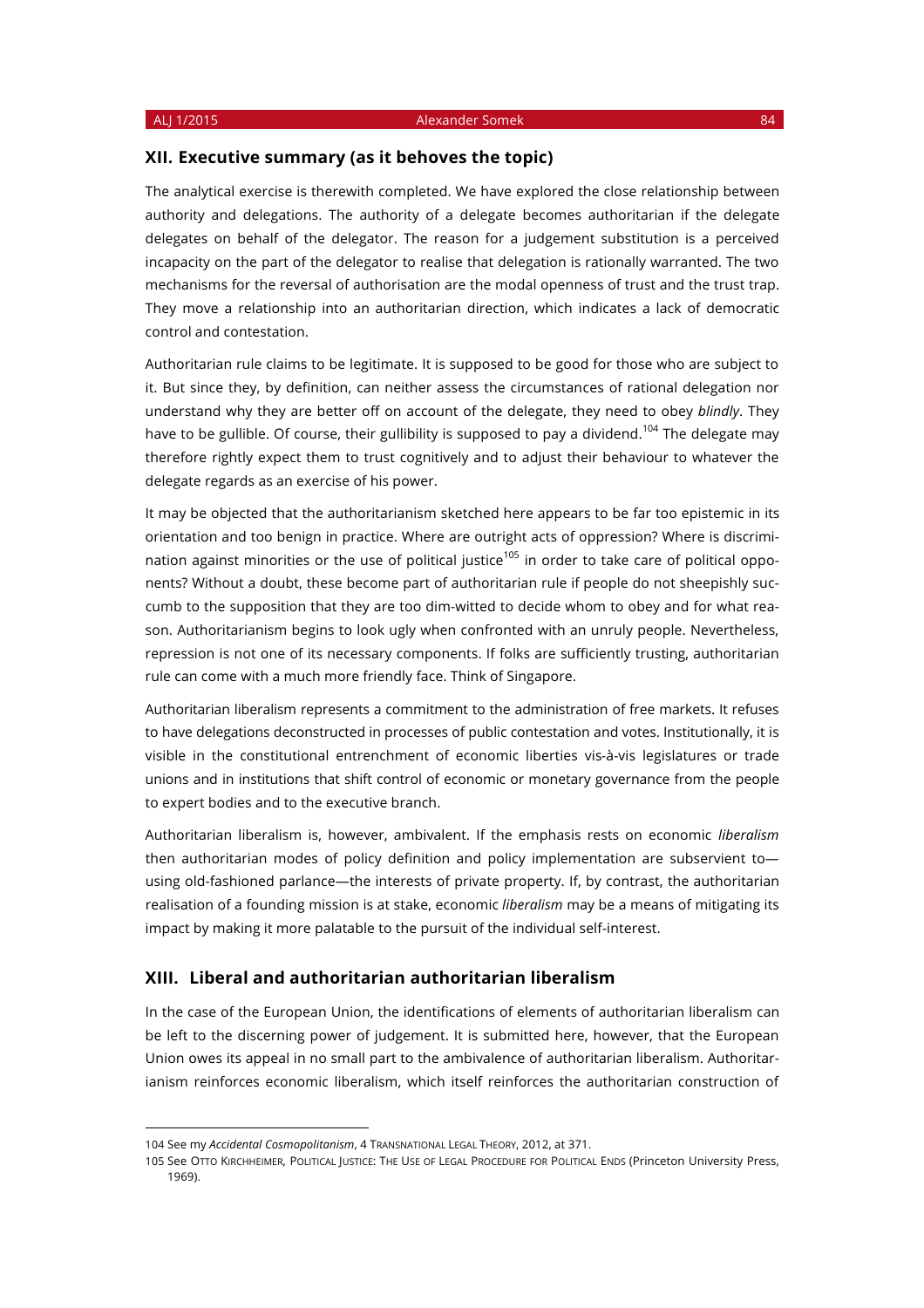## XII. Executive summary (as it behoves the topic)

The analytical exercise is therewith completed. We have explored the close relationship between authority and delegations. The authority of a delegate becomes authoritarian if the delegate delegates on behalf of the delegator. The reason for a judgement substitution is a perceived incapacity on the part of the delegator to realise that delegation is rationally warranted. The two mechanisms for the reversal of authorisation are the modal openness of trust and the trust trap. They move a relationship into an authoritarian direction, which indicates a lack of democratic control and contestation.

Authoritarian rule claims to be legitimate. It is supposed to be good for those who are subject to it. But since they, by definition, can neither assess the circumstances of rational delegation nor understand why they are better off on account of the delegate, they need to obey *blindly*. They have to be gullible. Of course, their gullibility is supposed to pay a dividend.[104] The delegate may therefore rightly expect them to trust cognitively and to adjust their behaviour to whatever the delegate regards as an exercise of his power.

It may be objected that the authoritarianism sketched here appears to be far too epistemic in its orientation and too benign in practice. Where are outright acts of oppression? Where is discrimination against minorities or the use of political justice[105] in order to take care of political opponents? Without a doubt, these become part of authoritarian rule if people do not sheepishly succumb to the supposition that they are too dim-witted to decide whom to obey and for what reason. Authoritarianism begins to look ugly when confronted with an unruly people. Nevertheless, repression is not one of its necessary components. If folks are sufficiently trusting, authoritarian rule can come with a much more friendly face. Think of Singapore.

Authoritarian liberalism represents a commitment to the administration of free markets. It refuses to have delegations deconstructed in processes of public contestation and votes. Institutionally, it is visible in the constitutional entrenchment of economic liberties vis-à-vis legislatures or trade unions and in institutions that shift control of economic or monetary governance from the people to expert bodies and to the executive branch.

Authoritarian liberalism is, however, ambivalent. If the emphasis rests on economic *liberalism* then authoritarian modes of policy definition and policy implementation are subservient to—using old-fashioned parlance—the interests of private property. If, by contrast, the authoritarian realisation of a founding mission is at stake, economic *liberalism* may be a means of mitigating its impact by making it more palatable to the pursuit of the individual self-interest.

## XIII. Liberal and authoritarian authoritarian liberalism

In the case of the European Union, the identifications of elements of authoritarian liberalism can be left to the discerning power of judgement. It is submitted here, however, that the European Union owes its appeal in no small part to the ambivalence of authoritarian liberalism. Authoritarianism reinforces economic liberalism, which itself reinforces the authoritarian construction of

---

104 See my *Accidental Cosmopolitanism*, 4 TRANSNATIONAL LEGAL THEORY, 2012, at 371.

105 See OTTO KIRCHHEIMER, POLITICAL JUSTICE: THE USE OF LEGAL PROCEDURE FOR POLITICAL ENDS (Princeton University Press, 1969).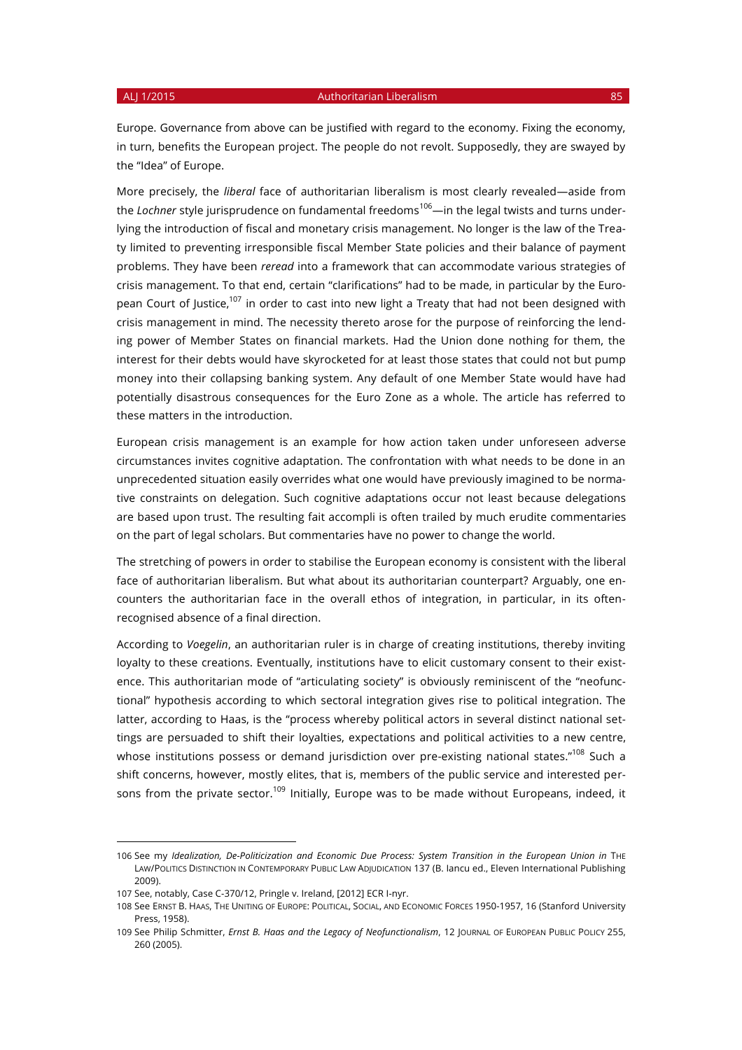Europe. Governance from above can be justified with regard to the economy. Fixing the economy, in turn, benefits the European project. The people do not revolt. Supposedly, they are swayed by the "Idea" of Europe.

More precisely, the *liberal* face of authoritarian liberalism is most clearly revealed—aside from the *Lochner* style jurisprudence on fundamental freedoms[106]—in the legal twists and turns underlying the introduction of fiscal and monetary crisis management. No longer is the law of the Treaty limited to preventing irresponsible fiscal Member State policies and their balance of payment problems. They have been *reread* into a framework that can accommodate various strategies of crisis management. To that end, certain "clarifications" had to be made, in particular by the European Court of Justice,[107] in order to cast into new light a Treaty that had not been designed with crisis management in mind. The necessity thereto arose for the purpose of reinforcing the lending power of Member States on financial markets. Had the Union done nothing for them, the interest for their debts would have skyrocketed for at least those states that could not but pump money into their collapsing banking system. Any default of one Member State would have had potentially disastrous consequences for the Euro Zone as a whole. The article has referred to these matters in the introduction.

European crisis management is an example for how action taken under unforeseen adverse circumstances invites cognitive adaptation. The confrontation with what needs to be done in an unprecedented situation easily overrides what one would have previously imagined to be normative constraints on delegation. Such cognitive adaptations occur not least because delegations are based upon trust. The resulting fait accompli is often trailed by much erudite commentaries on the part of legal scholars. But commentaries have no power to change the world.

The stretching of powers in order to stabilise the European economy is consistent with the liberal face of authoritarian liberalism. But what about its authoritarian counterpart? Arguably, one encounters the authoritarian face in the overall ethos of integration, in particular, in its often-recognised absence of a final direction.

According to *Voegelin*, an authoritarian ruler is in charge of creating institutions, thereby inviting loyalty to these creations. Eventually, institutions have to elicit customary consent to their existence. This authoritarian mode of "articulating society" is obviously reminiscent of the "neofunctional" hypothesis according to which sectoral integration gives rise to political integration. The latter, according to Haas, is the "process whereby political actors in several distinct national settings are persuaded to shift their loyalties, expectations and political activities to a new centre, whose institutions possess or demand jurisdiction over pre-existing national states."[108] Such a shift concerns, however, mostly elites, that is, members of the public service and interested persons from the private sector.[109] Initially, Europe was to be made without Europeans, indeed, it

---

106 See my *Idealization, De-Politicization and Economic Due Process: System Transition in the European Union in* THE LAW/POLITICS DISTINCTION IN CONTEMPORARY PUBLIC LAW ADJUDICATION 137 (B. Iancu ed., Eleven International Publishing 2009).

107 See, notably, Case C-370/12, Pringle v. Ireland, [2012] ECR I-nyr.

108 See ERNST B. HAAS, THE UNITING OF EUROPE: POLITICAL, SOCIAL, AND ECONOMIC FORCES 1950-1957, 16 (Stanford University Press, 1958).

109 See Philip Schmitter, *Ernst B. Haas and the Legacy of Neofunctionalism*, 12 JOURNAL OF EUROPEAN PUBLIC POLICY 255, 260 (2005).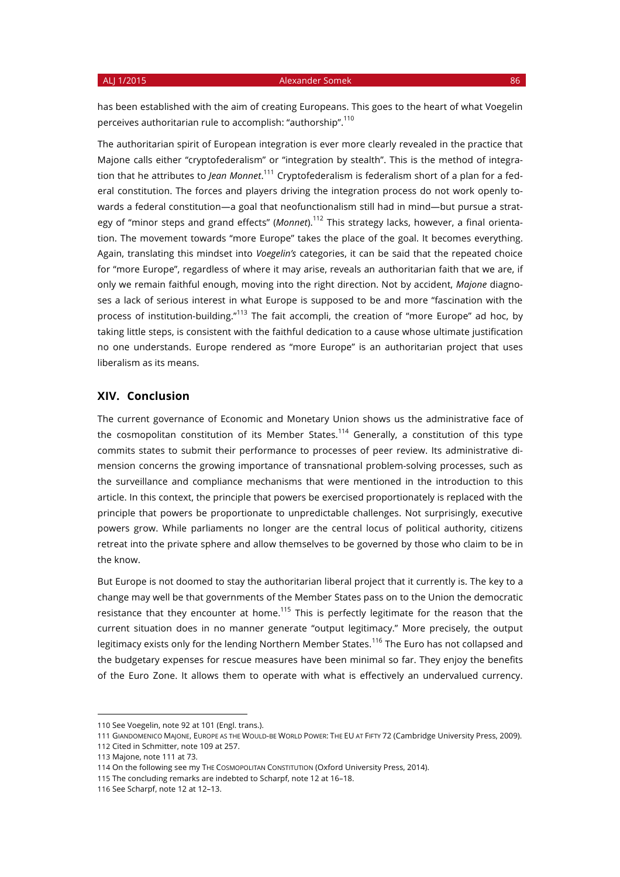has been established with the aim of creating Europeans. This goes to the heart of what Voegelin perceives authoritarian rule to accomplish: "authorship".[110]

The authoritarian spirit of European integration is ever more clearly revealed in the practice that Majone calls either "cryptofederalism" or "integration by stealth". This is the method of integration that he attributes to *Jean Monnet*.[111] Cryptofederalism is federalism short of a plan for a federal constitution. The forces and players driving the integration process do not work openly towards a federal constitution—a goal that neofunctionalism still had in mind—but pursue a strategy of "minor steps and grand effects" (*Monnet*).[112] This strategy lacks, however, a final orientation. The movement towards "more Europe" takes the place of the goal. It becomes everything. Again, translating this mindset into *Voegelin's* categories, it can be said that the repeated choice for "more Europe", regardless of where it may arise, reveals an authoritarian faith that we are, if only we remain faithful enough, moving into the right direction. Not by accident, *Majone* diagnoses a lack of serious interest in what Europe is supposed to be and more "fascination with the process of institution-building."[113] The fait accompli, the creation of "more Europe" ad hoc, by taking little steps, is consistent with the faithful dedication to a cause whose ultimate justification no one understands. Europe rendered as "more Europe" is an authoritarian project that uses liberalism as its means.

## XIV. Conclusion

The current governance of Economic and Monetary Union shows us the administrative face of the cosmopolitan constitution of its Member States.[114] Generally, a constitution of this type commits states to submit their performance to processes of peer review. Its administrative dimension concerns the growing importance of transnational problem-solving processes, such as the surveillance and compliance mechanisms that were mentioned in the introduction to this article. In this context, the principle that powers be exercised proportionately is replaced with the principle that powers be proportionate to unpredictable challenges. Not surprisingly, executive powers grow. While parliaments no longer are the central locus of political authority, citizens retreat into the private sphere and allow themselves to be governed by those who claim to be in the know.

But Europe is not doomed to stay the authoritarian liberal project that it currently is. The key to a change may well be that governments of the Member States pass on to the Union the democratic resistance that they encounter at home.[115] This is perfectly legitimate for the reason that the current situation does in no manner generate "output legitimacy." More precisely, the output legitimacy exists only for the lending Northern Member States.[116] The Euro has not collapsed and the budgetary expenses for rescue measures have been minimal so far. They enjoy the benefits of the Euro Zone. It allows them to operate with what is effectively an undervalued currency.

---

110 See Voegelin, note 92 at 101 (Engl. trans.).

111 Giandomenico Majone, Europe as the Would-be World Power: The EU at Fifty 72 (Cambridge University Press, 2009).

112 Cited in Schmitter, note 109 at 257.

113 Majone, note 111 at 73.

114 On the following see my The Cosmopolitan Constitution (Oxford University Press, 2014).

115 The concluding remarks are indebted to Scharpf, note 12 at 16–18.

116 See Scharpf, note 12 at 12–13.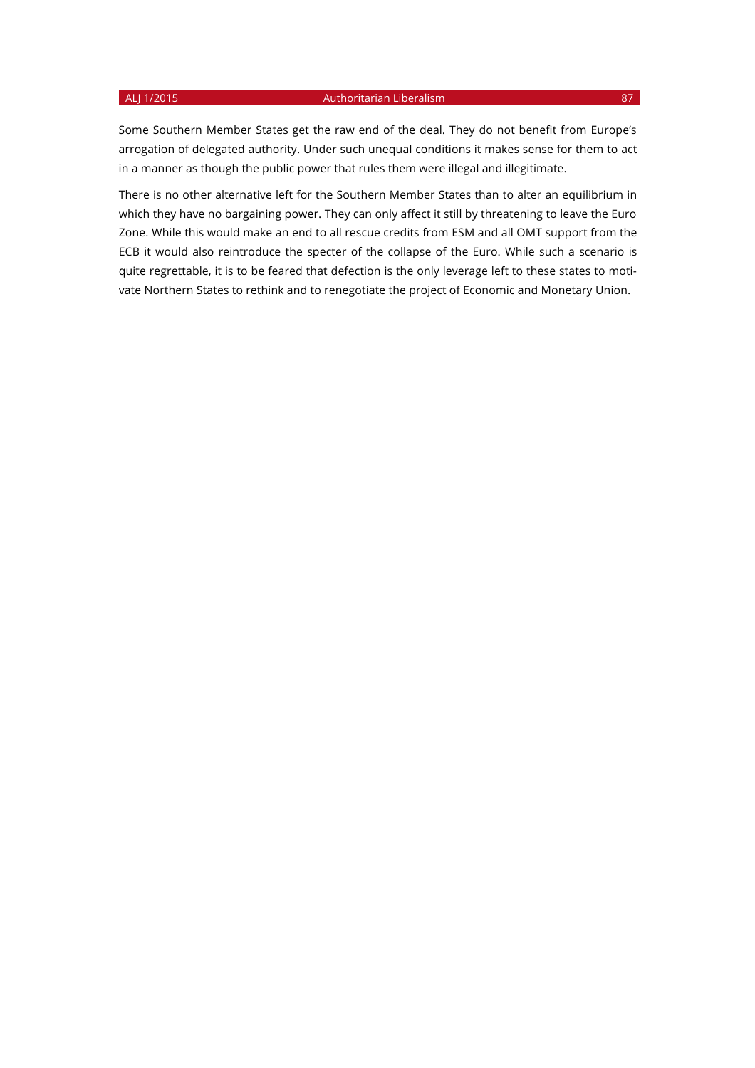Some Southern Member States get the raw end of the deal. They do not benefit from Europe's arrogation of delegated authority. Under such unequal conditions it makes sense for them to act in a manner as though the public power that rules them were illegal and illegitimate.

There is no other alternative left for the Southern Member States than to alter an equilibrium in which they have no bargaining power. They can only affect it still by threatening to leave the Euro Zone. While this would make an end to all rescue credits from ESM and all OMT support from the ECB it would also reintroduce the specter of the collapse of the Euro. While such a scenario is quite regrettable, it is to be feared that defection is the only leverage left to these states to motivate Northern States to rethink and to renegotiate the project of Economic and Monetary Union.